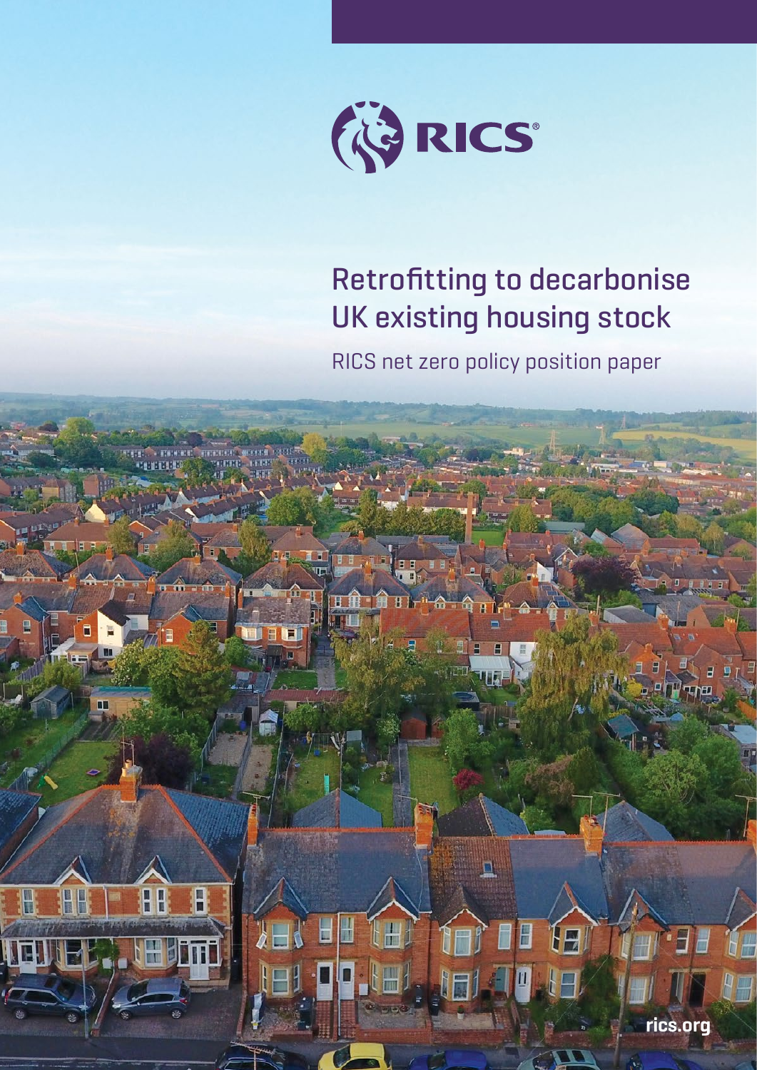RICS

# Retrofitting to decarbonise UK existing housing stock

RICS net zero policy position paper

rics.org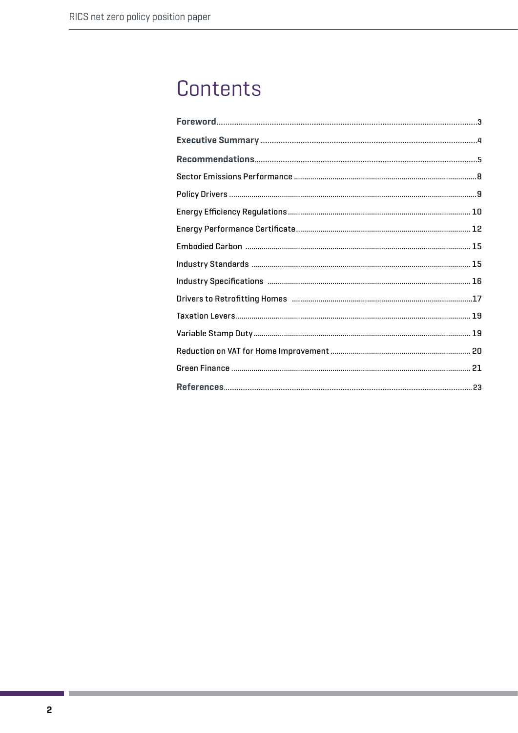# Contents

**Foreword** ... 3

**Executive Summary** ... 4

**Recommendations** ... 5

Sector Emissions Performance ... 8

Policy Drivers ... 9

Energy Efficiency Regulations ... 10

Energy Performance Certificate ... 12

Embodied Carbon ... 15

Industry Standards ... 15

Industry Specifications ... 16

Drivers to Retrofitting Homes ... 17

Taxation Levers ... 19

Variable Stamp Duty ... 19

Reduction on VAT for Home Improvement ... 20

Green Finance ... 21

**References** ... 23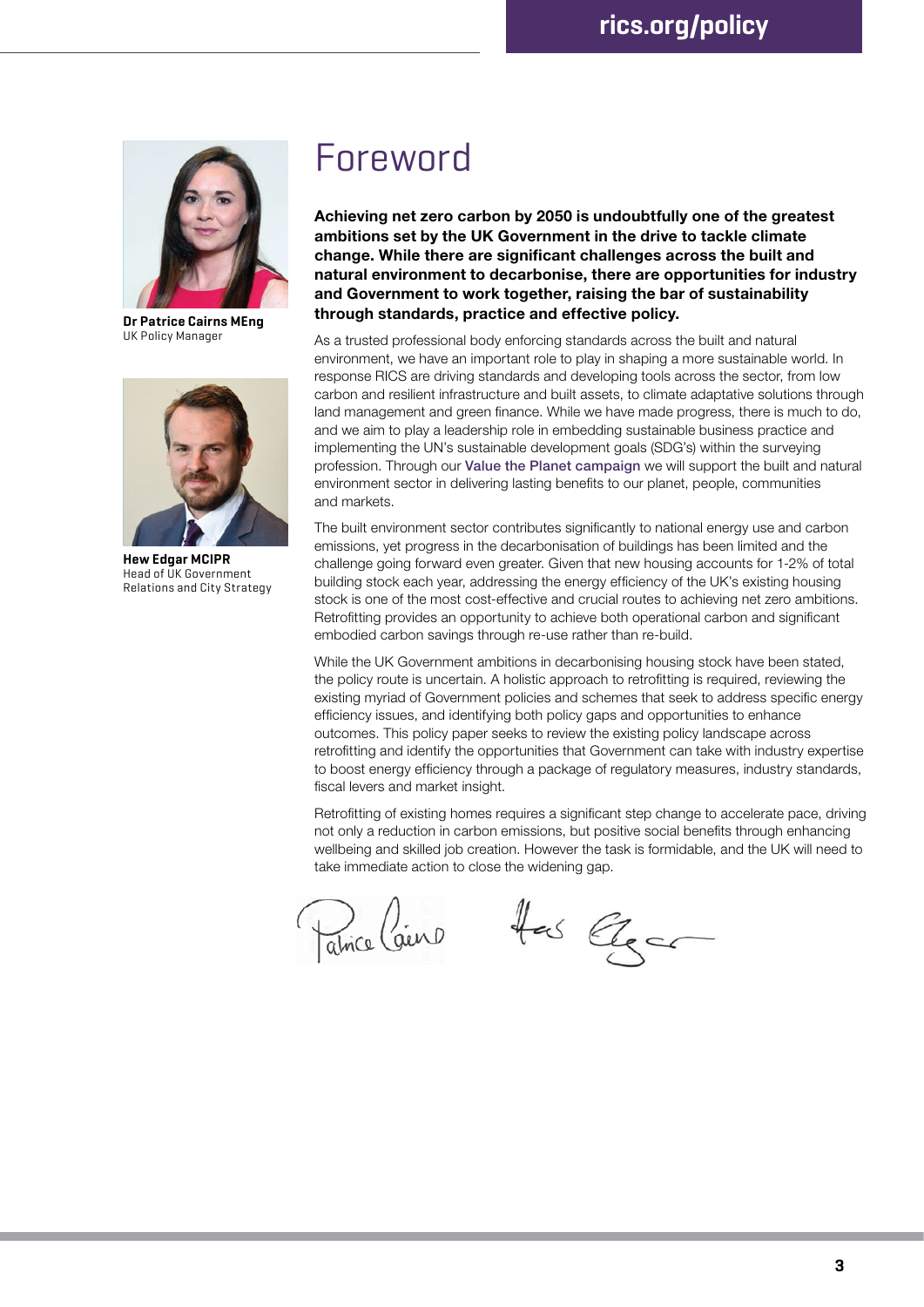Dr Patrice Cairns MEng
UK Policy Manager

Hew Edgar MCIPR
Head of UK Government Relations and City Strategy

# Foreword

**Achieving net zero carbon by 2050 is undoubtfully one of the greatest ambitions set by the UK Government in the drive to tackle climate change. While there are significant challenges across the built and natural environment to decarbonise, there are opportunities for industry and Government to work together, raising the bar of sustainability through standards, practice and effective policy.**

As a trusted professional body enforcing standards across the built and natural environment, we have an important role to play in shaping a more sustainable world. In response RICS are driving standards and developing tools across the sector, from low carbon and resilient infrastructure and built assets, to climate adaptative solutions through land management and green finance. While we have made progress, there is much to do, and we aim to play a leadership role in embedding sustainable business practice and implementing the UN's sustainable development goals (SDG's) within the surveying profession. Through our Value the Planet campaign we will support the built and natural environment sector in delivering lasting benefits to our planet, people, communities and markets.

The built environment sector contributes significantly to national energy use and carbon emissions, yet progress in the decarbonisation of buildings has been limited and the challenge going forward even greater. Given that new housing accounts for 1-2% of total building stock each year, addressing the energy efficiency of the UK's existing housing stock is one of the most cost-effective and crucial routes to achieving net zero ambitions. Retrofitting provides an opportunity to achieve both operational carbon and significant embodied carbon savings through re-use rather than re-build.

While the UK Government ambitions in decarbonising housing stock have been stated, the policy route is uncertain. A holistic approach to retrofitting is required, reviewing the existing myriad of Government policies and schemes that seek to address specific energy efficiency issues, and identifying both policy gaps and opportunities to enhance outcomes. This policy paper seeks to review the existing policy landscape across retrofitting and identify the opportunities that Government can take with industry expertise to boost energy efficiency through a package of regulatory measures, industry standards, fiscal levers and market insight.

Retrofitting of existing homes requires a significant step change to accelerate pace, driving not only a reduction in carbon emissions, but positive social benefits through enhancing wellbeing and skilled job creation. However the task is formidable, and the UK will need to take immediate action to close the widening gap.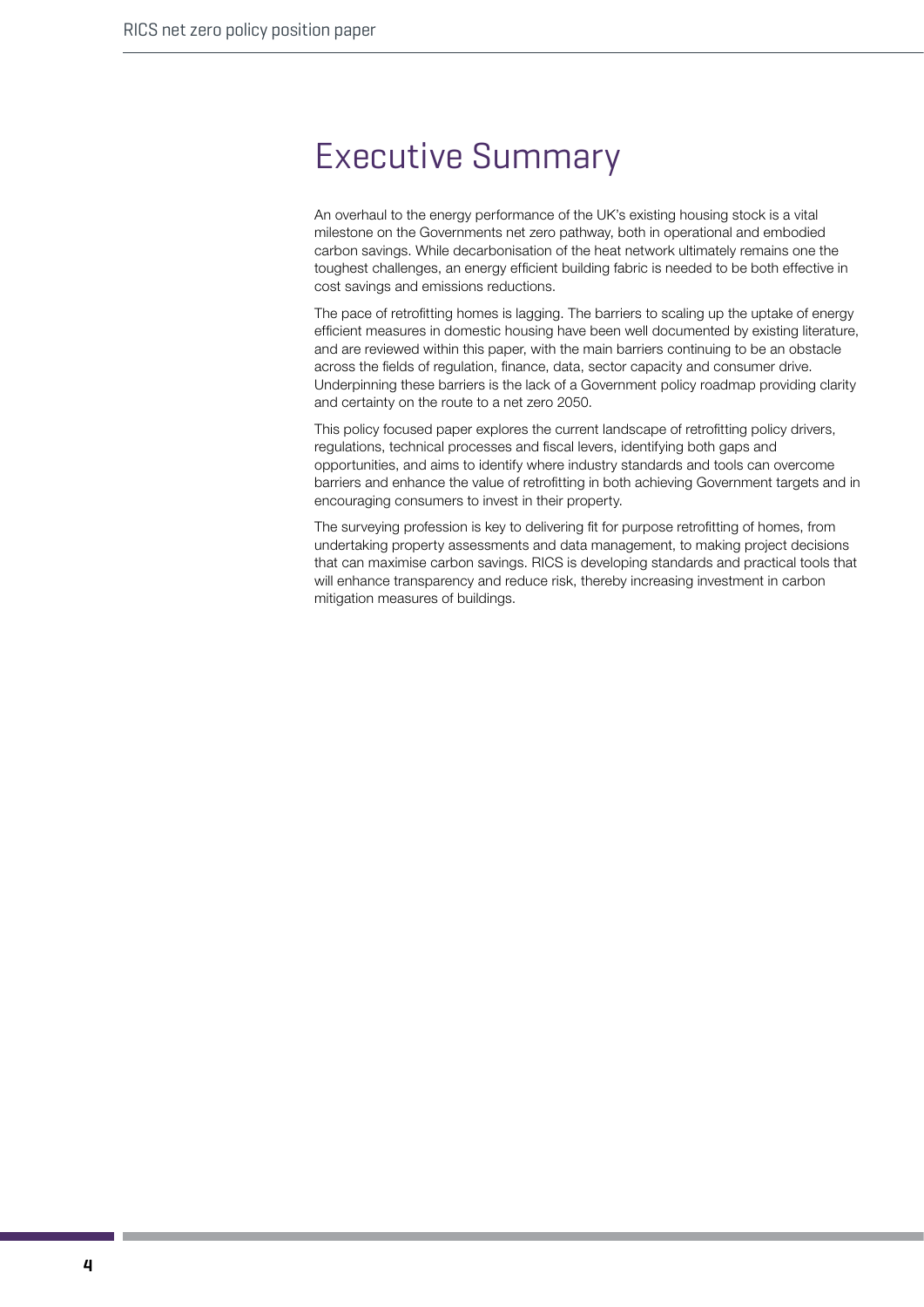# Executive Summary

An overhaul to the energy performance of the UK's existing housing stock is a vital milestone on the Governments net zero pathway, both in operational and embodied carbon savings. While decarbonisation of the heat network ultimately remains one the toughest challenges, an energy efficient building fabric is needed to be both effective in cost savings and emissions reductions.

The pace of retrofitting homes is lagging. The barriers to scaling up the uptake of energy efficient measures in domestic housing have been well documented by existing literature, and are reviewed within this paper, with the main barriers continuing to be an obstacle across the fields of regulation, finance, data, sector capacity and consumer drive. Underpinning these barriers is the lack of a Government policy roadmap providing clarity and certainty on the route to a net zero 2050.

This policy focused paper explores the current landscape of retrofitting policy drivers, regulations, technical processes and fiscal levers, identifying both gaps and opportunities, and aims to identify where industry standards and tools can overcome barriers and enhance the value of retrofitting in both achieving Government targets and in encouraging consumers to invest in their property.

The surveying profession is key to delivering fit for purpose retrofitting of homes, from undertaking property assessments and data management, to making project decisions that can maximise carbon savings. RICS is developing standards and practical tools that will enhance transparency and reduce risk, thereby increasing investment in carbon mitigation measures of buildings.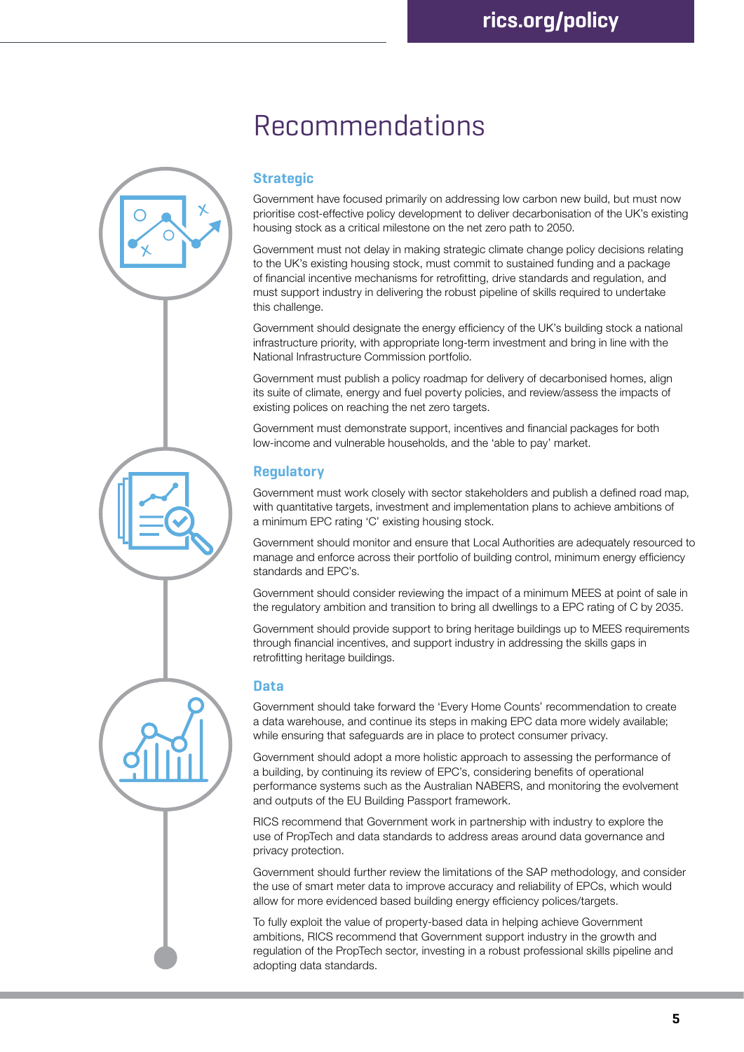# Recommendations

## Strategic

Government have focused primarily on addressing low carbon new build, but must now prioritise cost-effective policy development to deliver decarbonisation of the UK's existing housing stock as a critical milestone on the net zero path to 2050.

Government must not delay in making strategic climate change policy decisions relating to the UK's existing housing stock, must commit to sustained funding and a package of financial incentive mechanisms for retrofitting, drive standards and regulation, and must support industry in delivering the robust pipeline of skills required to undertake this challenge.

Government should designate the energy efficiency of the UK's building stock a national infrastructure priority, with appropriate long-term investment and bring in line with the National Infrastructure Commission portfolio.

Government must publish a policy roadmap for delivery of decarbonised homes, align its suite of climate, energy and fuel poverty policies, and review/assess the impacts of existing polices on reaching the net zero targets.

Government must demonstrate support, incentives and financial packages for both low-income and vulnerable households, and the 'able to pay' market.

## Regulatory

Government must work closely with sector stakeholders and publish a defined road map, with quantitative targets, investment and implementation plans to achieve ambitions of a minimum EPC rating 'C' existing housing stock.

Government should monitor and ensure that Local Authorities are adequately resourced to manage and enforce across their portfolio of building control, minimum energy efficiency standards and EPC's.

Government should consider reviewing the impact of a minimum MEES at point of sale in the regulatory ambition and transition to bring all dwellings to a EPC rating of C by 2035.

Government should provide support to bring heritage buildings up to MEES requirements through financial incentives, and support industry in addressing the skills gaps in retrofitting heritage buildings.

## Data

Government should take forward the 'Every Home Counts' recommendation to create a data warehouse, and continue its steps in making EPC data more widely available; while ensuring that safeguards are in place to protect consumer privacy.

Government should adopt a more holistic approach to assessing the performance of a building, by continuing its review of EPC's, considering benefits of operational performance systems such as the Australian NABERS, and monitoring the evolvement and outputs of the EU Building Passport framework.

RICS recommend that Government work in partnership with industry to explore the use of PropTech and data standards to address areas around data governance and privacy protection.

Government should further review the limitations of the SAP methodology, and consider the use of smart meter data to improve accuracy and reliability of EPCs, which would allow for more evidenced based building energy efficiency polices/targets.

To fully exploit the value of property-based data in helping achieve Government ambitions, RICS recommend that Government support industry in the growth and regulation of the PropTech sector, investing in a robust professional skills pipeline and adopting data standards.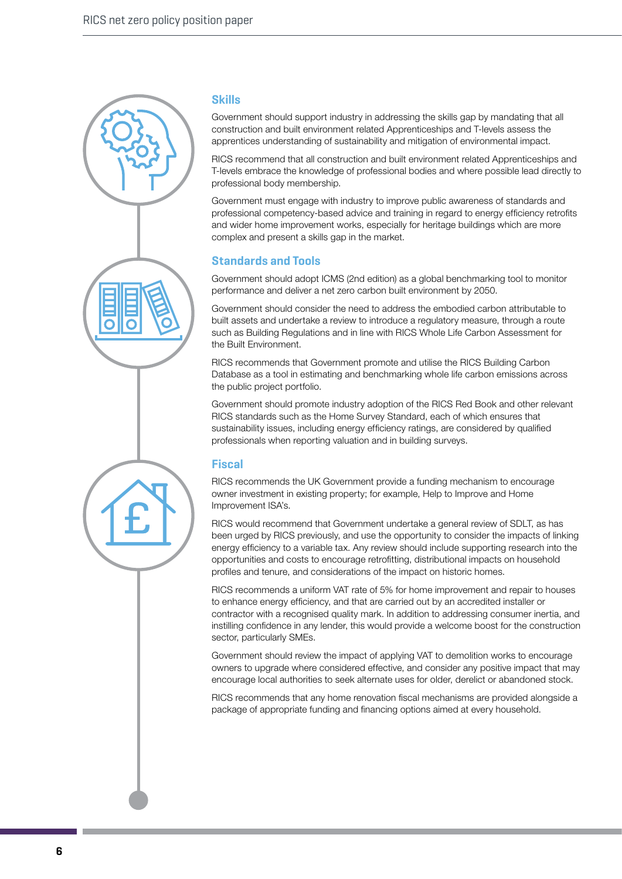## Skills

Government should support industry in addressing the skills gap by mandating that all construction and built environment related Apprenticeships and T-levels assess the apprentices understanding of sustainability and mitigation of environmental impact.

RICS recommend that all construction and built environment related Apprenticeships and T-levels embrace the knowledge of professional bodies and where possible lead directly to professional body membership.

Government must engage with industry to improve public awareness of standards and professional competency-based advice and training in regard to energy efficiency retrofits and wider home improvement works, especially for heritage buildings which are more complex and present a skills gap in the market.

## Standards and Tools

Government should adopt ICMS (2nd edition) as a global benchmarking tool to monitor performance and deliver a net zero carbon built environment by 2050.

Government should consider the need to address the embodied carbon attributable to built assets and undertake a review to introduce a regulatory measure, through a route such as Building Regulations and in line with RICS Whole Life Carbon Assessment for the Built Environment.

RICS recommends that Government promote and utilise the RICS Building Carbon Database as a tool in estimating and benchmarking whole life carbon emissions across the public project portfolio.

Government should promote industry adoption of the RICS Red Book and other relevant RICS standards such as the Home Survey Standard, each of which ensures that sustainability issues, including energy efficiency ratings, are considered by qualified professionals when reporting valuation and in building surveys.

## Fiscal

RICS recommends the UK Government provide a funding mechanism to encourage owner investment in existing property; for example, Help to Improve and Home Improvement ISA's.

RICS would recommend that Government undertake a general review of SDLT, as has been urged by RICS previously, and use the opportunity to consider the impacts of linking energy efficiency to a variable tax. Any review should include supporting research into the opportunities and costs to encourage retrofitting, distributional impacts on household profiles and tenure, and considerations of the impact on historic homes.

RICS recommends a uniform VAT rate of 5% for home improvement and repair to houses to enhance energy efficiency, and that are carried out by an accredited installer or contractor with a recognised quality mark. In addition to addressing consumer inertia, and instilling confidence in any lender, this would provide a welcome boost for the construction sector, particularly SMEs.

Government should review the impact of applying VAT to demolition works to encourage owners to upgrade where considered effective, and consider any positive impact that may encourage local authorities to seek alternate uses for older, derelict or abandoned stock.

RICS recommends that any home renovation fiscal mechanisms are provided alongside a package of appropriate funding and financing options aimed at every household.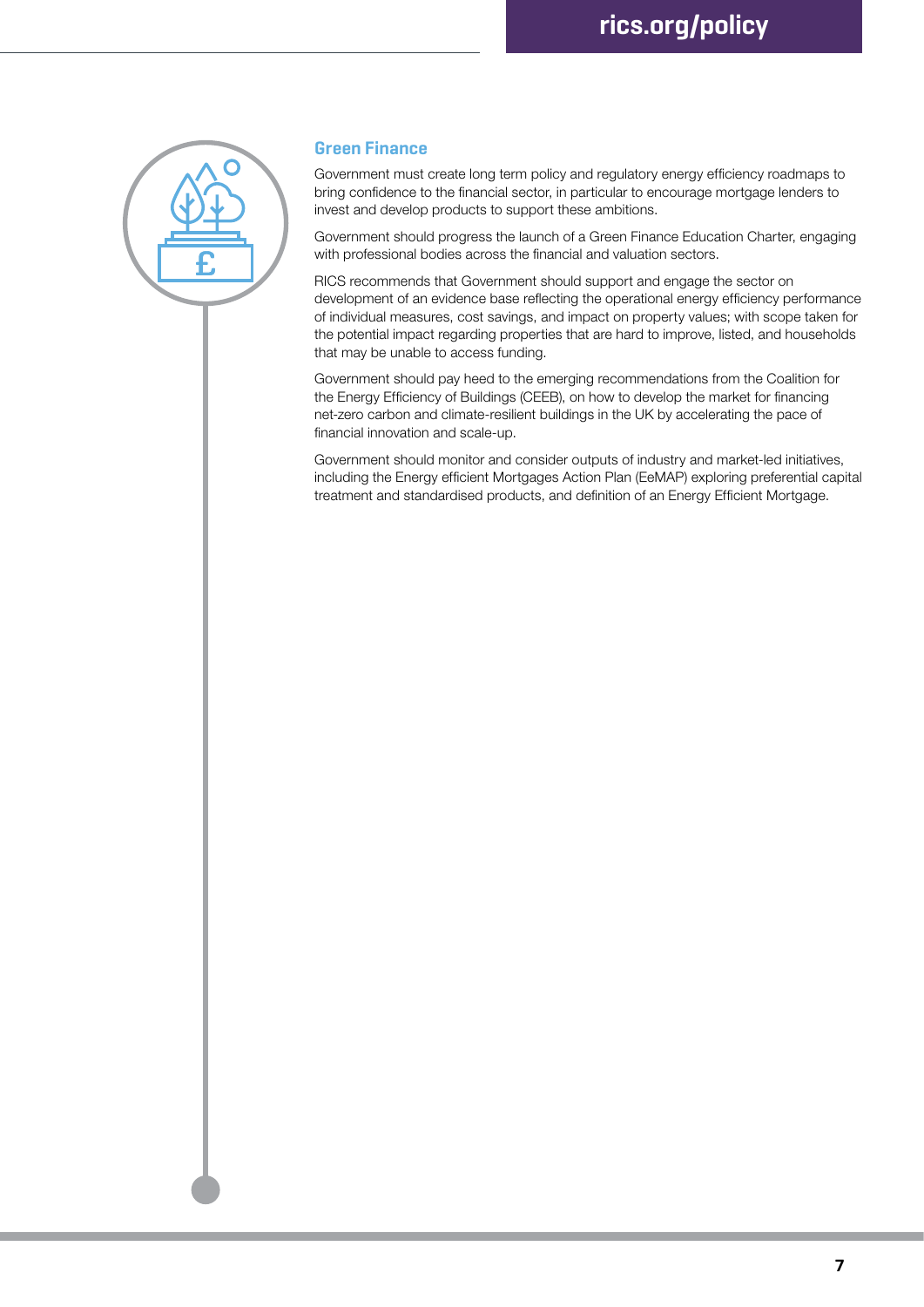## Green Finance

Government must create long term policy and regulatory energy efficiency roadmaps to bring confidence to the financial sector, in particular to encourage mortgage lenders to invest and develop products to support these ambitions.

Government should progress the launch of a Green Finance Education Charter, engaging with professional bodies across the financial and valuation sectors.

RICS recommends that Government should support and engage the sector on development of an evidence base reflecting the operational energy efficiency performance of individual measures, cost savings, and impact on property values; with scope taken for the potential impact regarding properties that are hard to improve, listed, and households that may be unable to access funding.

Government should pay heed to the emerging recommendations from the Coalition for the Energy Efficiency of Buildings (CEEB), on how to develop the market for financing net-zero carbon and climate-resilient buildings in the UK by accelerating the pace of financial innovation and scale-up.

Government should monitor and consider outputs of industry and market-led initiatives, including the Energy efficient Mortgages Action Plan (EeMAP) exploring preferential capital treatment and standardised products, and definition of an Energy Efficient Mortgage.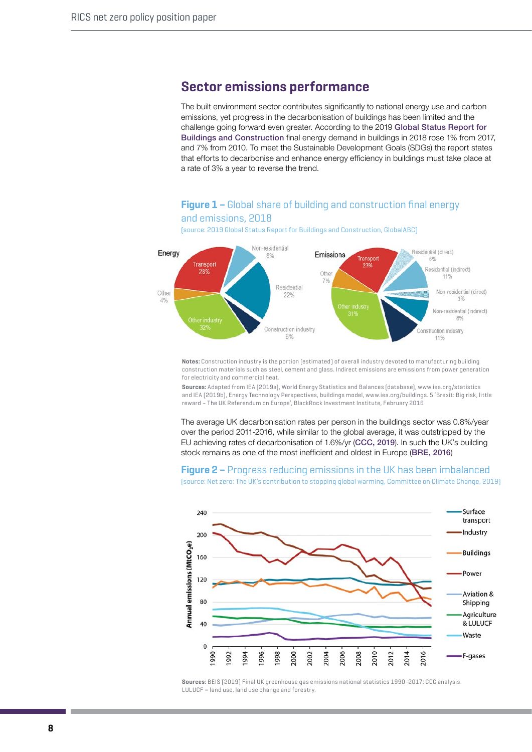## Sector emissions performance

The built environment sector contributes significantly to national energy use and carbon emissions, yet progress in the decarbonisation of buildings has been limited and the challenge going forward even greater. According to the 2019 **Global Status Report for Buildings and Construction** final energy demand in buildings in 2018 rose 1% from 2017, and 7% from 2010. To meet the Sustainable Development Goals (SDGs) the report states that efforts to decarbonise and enhance energy efficiency in buildings must take place at a rate of 3% a year to reverse the trend.

### Figure 1 – Global share of building and construction final energy and emissions, 2018

(source: 2019 Global Status Report for Buildings and Construction, GlobalABC)

Energy: Transport 28%; Non-residential 8%; Residential 22%; Construction industry 6%; Other industry 32%; Other 4%

Emissions: Transport 23%; Residential (direct) 6%; Residential (indirect) 11%; Non-residential (direct) 3%; Non-residential (indirect) 8%; Construction industry 11%; Other industry 31%; Other 7%

**Notes:** Construction industry is the portion (estimated) of overall industry devoted to manufacturing building construction materials such as steel, cement and glass. Indirect emissions are emissions from power generation for electricity and commercial heat.

**Sources:** Adapted from IEA (2019a), World Energy Statistics and Balances (database), www.iea.org/statistics and IEA (2019b), Energy Technology Perspectives, buildings model, www.iea.org/buildings. 5 'Brexit: Big risk, little reward – The UK Referendum on Europe', BlackRock Investment Institute, February 2016

The average UK decarbonisation rates per person in the buildings sector was 0.8%/year over the period 2011-2016, while similar to the global average, it was outstripped by the EU achieving rates of decarbonisation of 1.6%/yr (**CCC, 2019**). In such the UK's building stock remains as one of the most inefficient and oldest in Europe (**BRE, 2016**)

### Figure 2 – Progress reducing emissions in the UK has been imbalanced

(source: Net zero: The UK's contribution to stopping global warming, Committee on Climate Change, 2019)

Annual emissions ($MtCO_2e$), 1990–2016: Surface transport; Industry; Buildings; Power; Aviation & Shipping; Agriculture & LULUCF; Waste; F-gases

**Sources:** BEIS (2019) Final UK greenhouse gas emissions national statistics 1990-2017; CCC analysis. LULUCF = land use, land use change and forestry.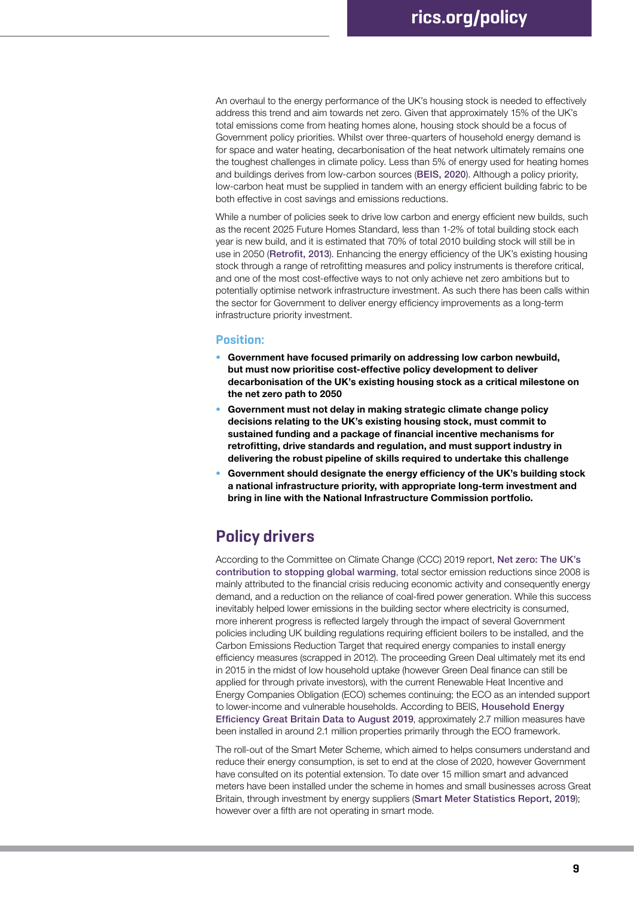An overhaul to the energy performance of the UK's housing stock is needed to effectively address this trend and aim towards net zero. Given that approximately 15% of the UK's total emissions come from heating homes alone, housing stock should be a focus of Government policy priorities. Whilst over three-quarters of household energy demand is for space and water heating, decarbonisation of the heat network ultimately remains one the toughest challenges in climate policy. Less than 5% of energy used for heating homes and buildings derives from low-carbon sources (BEIS, 2020). Although a policy priority, low-carbon heat must be supplied in tandem with an energy efficient building fabric to be both effective in cost savings and emissions reductions.

While a number of policies seek to drive low carbon and energy efficient new builds, such as the recent 2025 Future Homes Standard, less than 1-2% of total building stock each year is new build, and it is estimated that 70% of total 2010 building stock will still be in use in 2050 (Retrofit, 2013). Enhancing the energy efficiency of the UK's existing housing stock through a range of retrofitting measures and policy instruments is therefore critical, and one of the most cost-effective ways to not only achieve net zero ambitions but to potentially optimise network infrastructure investment. As such there has been calls within the sector for Government to deliver energy efficiency improvements as a long-term infrastructure priority investment.

### Position:

- **Government have focused primarily on addressing low carbon newbuild, but must now prioritise cost-effective policy development to deliver decarbonisation of the UK's existing housing stock as a critical milestone on the net zero path to 2050**
- **Government must not delay in making strategic climate change policy decisions relating to the UK's existing housing stock, must commit to sustained funding and a package of financial incentive mechanisms for retrofitting, drive standards and regulation, and must support industry in delivering the robust pipeline of skills required to undertake this challenge**
- **Government should designate the energy efficiency of the UK's building stock a national infrastructure priority, with appropriate long-term investment and bring in line with the National Infrastructure Commission portfolio.**

## Policy drivers

According to the Committee on Climate Change (CCC) 2019 report, Net zero: The UK's contribution to stopping global warming, total sector emission reductions since 2008 is mainly attributed to the financial crisis reducing economic activity and consequently energy demand, and a reduction on the reliance of coal-fired power generation. While this success inevitably helped lower emissions in the building sector where electricity is consumed, more inherent progress is reflected largely through the impact of several Government policies including UK building regulations requiring efficient boilers to be installed, and the Carbon Emissions Reduction Target that required energy companies to install energy efficiency measures (scrapped in 2012). The proceeding Green Deal ultimately met its end in 2015 in the midst of low household uptake (however Green Deal finance can still be applied for through private investors), with the current Renewable Heat Incentive and Energy Companies Obligation (ECO) schemes continuing; the ECO as an intended support to lower-income and vulnerable households. According to BEIS, Household Energy Efficiency Great Britain Data to August 2019, approximately 2.7 million measures have been installed in around 2.1 million properties primarily through the ECO framework.

The roll-out of the Smart Meter Scheme, which aimed to helps consumers understand and reduce their energy consumption, is set to end at the close of 2020, however Government have consulted on its potential extension. To date over 15 million smart and advanced meters have been installed under the scheme in homes and small businesses across Great Britain, through investment by energy suppliers (Smart Meter Statistics Report, 2019); however over a fifth are not operating in smart mode.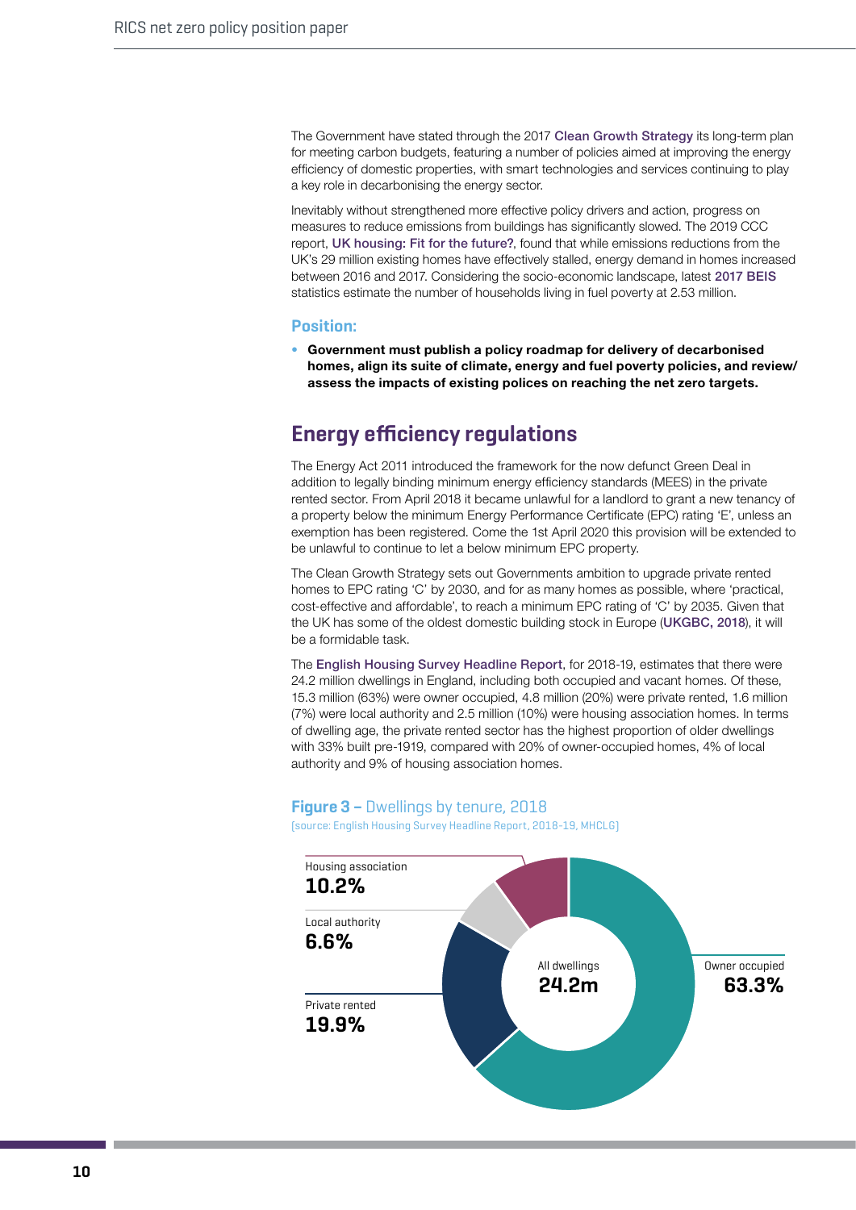The Government have stated through the 2017 Clean Growth Strategy its long-term plan for meeting carbon budgets, featuring a number of policies aimed at improving the energy efficiency of domestic properties, with smart technologies and services continuing to play a key role in decarbonising the energy sector.

Inevitably without strengthened more effective policy drivers and action, progress on measures to reduce emissions from buildings has significantly slowed. The 2019 CCC report, UK housing: Fit for the future?, found that while emissions reductions from the UK's 29 million existing homes have effectively stalled, energy demand in homes increased between 2016 and 2017. Considering the socio-economic landscape, latest 2017 BEIS statistics estimate the number of households living in fuel poverty at 2.53 million.

### Position:

- **Government must publish a policy roadmap for delivery of decarbonised homes, align its suite of climate, energy and fuel poverty policies, and review/ assess the impacts of existing polices on reaching the net zero targets.**

## Energy efficiency regulations

The Energy Act 2011 introduced the framework for the now defunct Green Deal in addition to legally binding minimum energy efficiency standards (MEES) in the private rented sector. From April 2018 it became unlawful for a landlord to grant a new tenancy of a property below the minimum Energy Performance Certificate (EPC) rating 'E', unless an exemption has been registered. Come the 1st April 2020 this provision will be extended to be unlawful to continue to let a below minimum EPC property.

The Clean Growth Strategy sets out Governments ambition to upgrade private rented homes to EPC rating 'C' by 2030, and for as many homes as possible, where 'practical, cost-effective and affordable', to reach a minimum EPC rating of 'C' by 2035. Given that the UK has some of the oldest domestic building stock in Europe (UKGBC, 2018), it will be a formidable task.

The English Housing Survey Headline Report, for 2018-19, estimates that there were 24.2 million dwellings in England, including both occupied and vacant homes. Of these, 15.3 million (63%) were owner occupied, 4.8 million (20%) were private rented, 1.6 million (7%) were local authority and 2.5 million (10%) were housing association homes. In terms of dwelling age, the private rented sector has the highest proportion of older dwellings with 33% built pre-1919, compared with 20% of owner-occupied homes, 4% of local authority and 9% of housing association homes.

**Figure 3 –** Dwellings by tenure, 2018

[source: English Housing Survey Headline Report, 2018-19, MHCLG]

| Tenure | Share |
| --- | --- |
| Owner occupied | 63.3% |
| Private rented | 19.9% |
| Local authority | 6.6% |
| Housing association | 10.2% |
| All dwellings | 24.2m |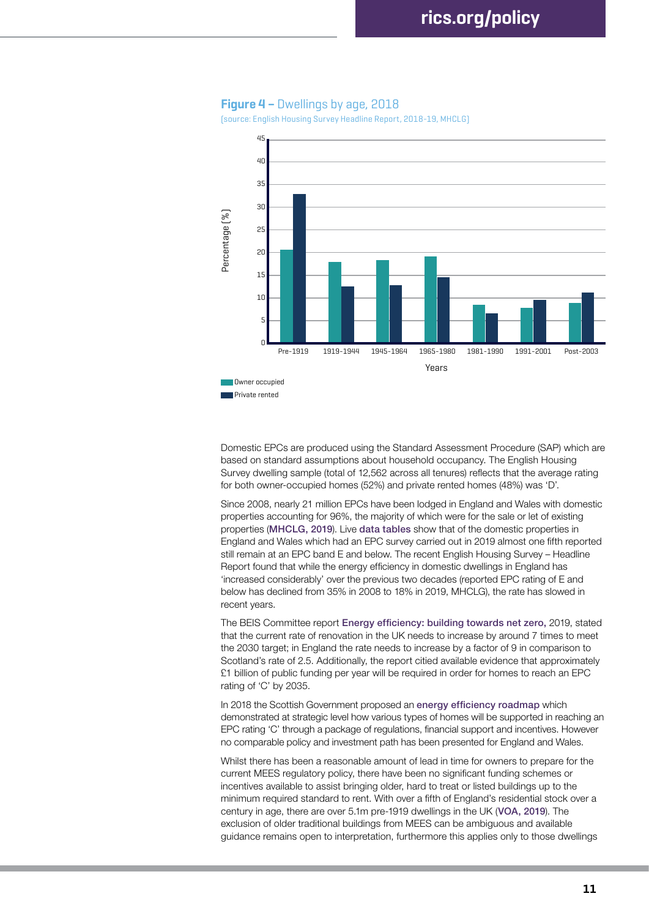**Figure 4 –** Dwellings by age, 2018

(source: English Housing Survey Headline Report, 2018-19, MHCLG)

Domestic EPCs are produced using the Standard Assessment Procedure (SAP) which are based on standard assumptions about household occupancy. The English Housing Survey dwelling sample (total of 12,562 across all tenures) reflects that the average rating for both owner-occupied homes (52%) and private rented homes (48%) was 'D'.

Since 2008, nearly 21 million EPCs have been lodged in England and Wales with domestic properties accounting for 96%, the majority of which were for the sale or let of existing properties (MHCLG, 2019). Live data tables show that of the domestic properties in England and Wales which had an EPC survey carried out in 2019 almost one fifth reported still remain at an EPC band E and below. The recent English Housing Survey – Headline Report found that while the energy efficiency in domestic dwellings in England has 'increased considerably' over the previous two decades (reported EPC rating of E and below has declined from 35% in 2008 to 18% in 2019, MHCLG), the rate has slowed in recent years.

The BEIS Committee report **Energy efficiency: building towards net zero,** 2019, stated that the current rate of renovation in the UK needs to increase by around 7 times to meet the 2030 target; in England the rate needs to increase by a factor of 9 in comparison to Scotland's rate of 2.5. Additionally, the report citied available evidence that approximately £1 billion of public funding per year will be required in order for homes to reach an EPC rating of 'C' by 2035.

In 2018 the Scottish Government proposed an energy efficiency roadmap which demonstrated at strategic level how various types of homes will be supported in reaching an EPC rating 'C' through a package of regulations, financial support and incentives. However no comparable policy and investment path has been presented for England and Wales.

Whilst there has been a reasonable amount of lead in time for owners to prepare for the current MEES regulatory policy, there have been no significant funding schemes or incentives available to assist bringing older, hard to treat or listed buildings up to the minimum required standard to rent. With over a fifth of England's residential stock over a century in age, there are over 5.1m pre-1919 dwellings in the UK (VOA, 2019). The exclusion of older traditional buildings from MEES can be ambiguous and available guidance remains open to interpretation, furthermore this applies only to those dwellings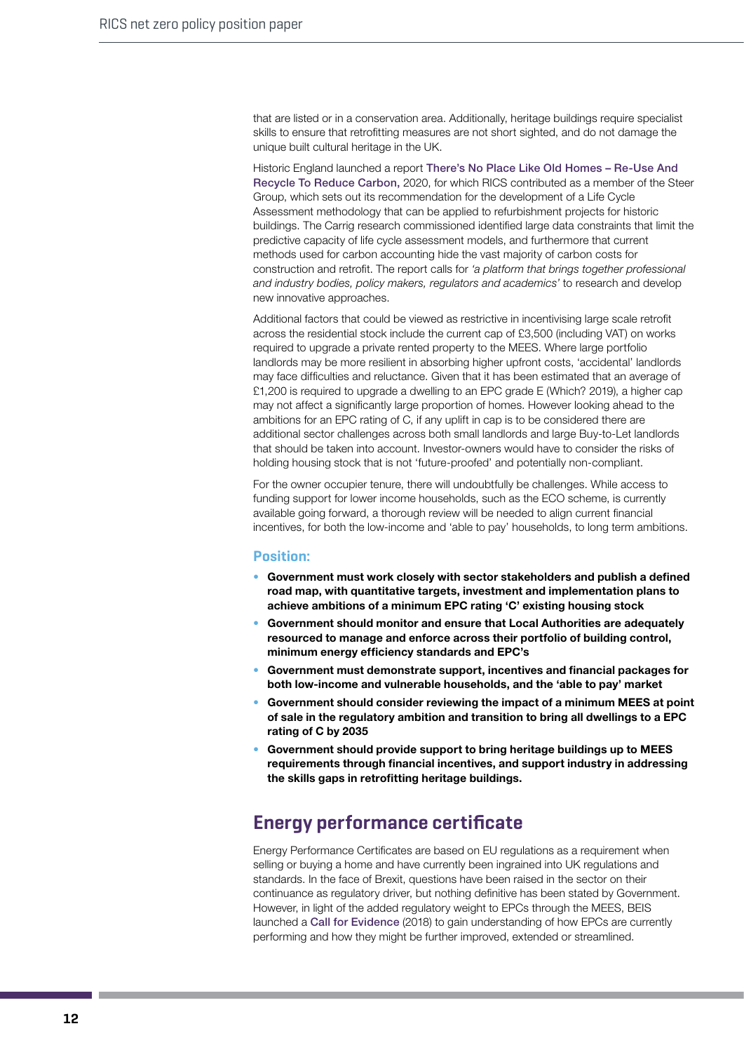that are listed or in a conservation area. Additionally, heritage buildings require specialist skills to ensure that retrofitting measures are not short sighted, and do not damage the unique built cultural heritage in the UK.

Historic England launched a report There's No Place Like Old Homes – Re-Use And Recycle To Reduce Carbon, 2020, for which RICS contributed as a member of the Steer Group, which sets out its recommendation for the development of a Life Cycle Assessment methodology that can be applied to refurbishment projects for historic buildings. The Carrig research commissioned identified large data constraints that limit the predictive capacity of life cycle assessment models, and furthermore that current methods used for carbon accounting hide the vast majority of carbon costs for construction and retrofit. The report calls for *'a platform that brings together professional and industry bodies, policy makers, regulators and academics'* to research and develop new innovative approaches.

Additional factors that could be viewed as restrictive in incentivising large scale retrofit across the residential stock include the current cap of £3,500 (including VAT) on works required to upgrade a private rented property to the MEES. Where large portfolio landlords may be more resilient in absorbing higher upfront costs, 'accidental' landlords may face difficulties and reluctance. Given that it has been estimated that an average of £1,200 is required to upgrade a dwelling to an EPC grade E (Which? 2019), a higher cap may not affect a significantly large proportion of homes. However looking ahead to the ambitions for an EPC rating of C, if any uplift in cap is to be considered there are additional sector challenges across both small landlords and large Buy-to-Let landlords that should be taken into account. Investor-owners would have to consider the risks of holding housing stock that is not 'future-proofed' and potentially non-compliant.

For the owner occupier tenure, there will undoubtfully be challenges. While access to funding support for lower income households, such as the ECO scheme, is currently available going forward, a thorough review will be needed to align current financial incentives, for both the low-income and 'able to pay' households, to long term ambitions.

### Position:

- **Government must work closely with sector stakeholders and publish a defined road map, with quantitative targets, investment and implementation plans to achieve ambitions of a minimum EPC rating 'C' existing housing stock**
- **Government should monitor and ensure that Local Authorities are adequately resourced to manage and enforce across their portfolio of building control, minimum energy efficiency standards and EPC's**
- **Government must demonstrate support, incentives and financial packages for both low-income and vulnerable households, and the 'able to pay' market**
- **Government should consider reviewing the impact of a minimum MEES at point of sale in the regulatory ambition and transition to bring all dwellings to a EPC rating of C by 2035**
- **Government should provide support to bring heritage buildings up to MEES requirements through financial incentives, and support industry in addressing the skills gaps in retrofitting heritage buildings.**

## Energy performance certificate

Energy Performance Certificates are based on EU regulations as a requirement when selling or buying a home and have currently been ingrained into UK regulations and standards. In the face of Brexit, questions have been raised in the sector on their continuance as regulatory driver, but nothing definitive has been stated by Government. However, in light of the added regulatory weight to EPCs through the MEES, BEIS launched a Call for Evidence (2018) to gain understanding of how EPCs are currently performing and how they might be further improved, extended or streamlined.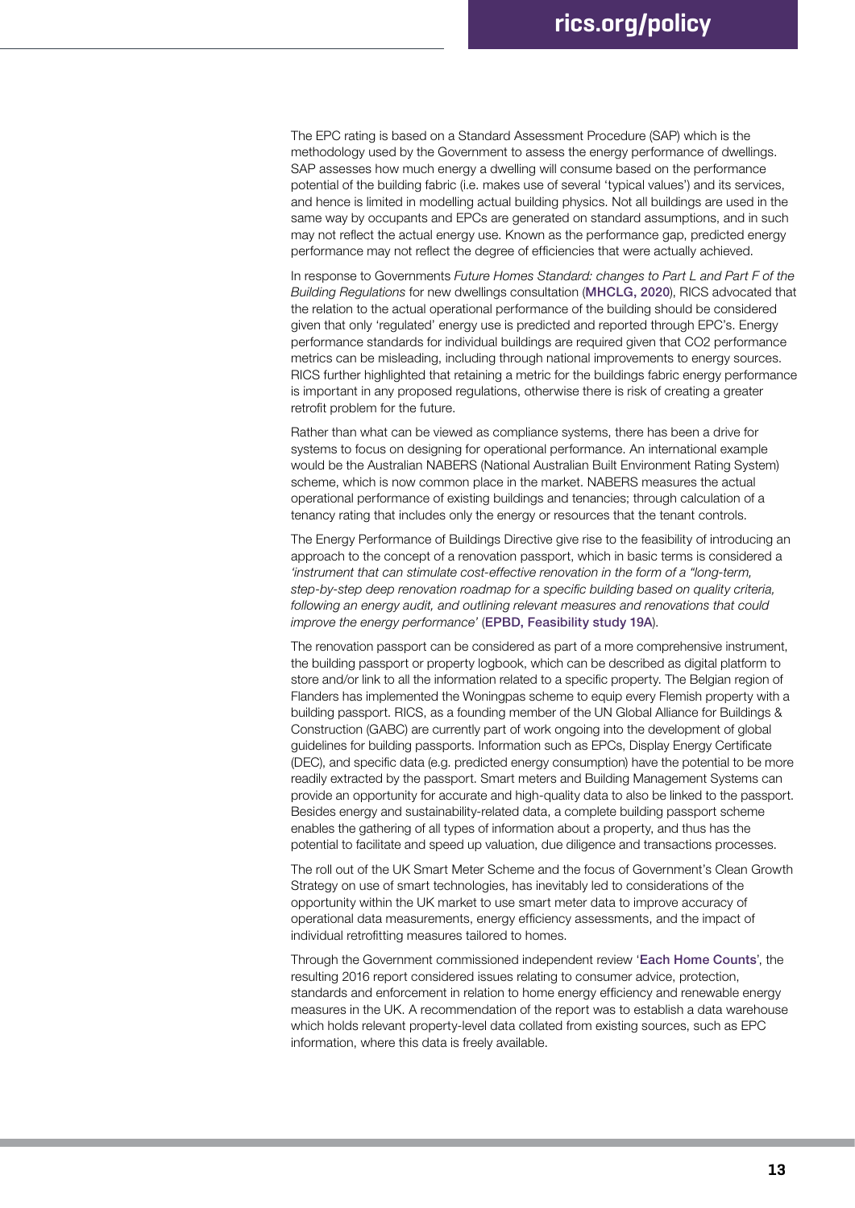The EPC rating is based on a Standard Assessment Procedure (SAP) which is the methodology used by the Government to assess the energy performance of dwellings. SAP assesses how much energy a dwelling will consume based on the performance potential of the building fabric (i.e. makes use of several 'typical values') and its services, and hence is limited in modelling actual building physics. Not all buildings are used in the same way by occupants and EPCs are generated on standard assumptions, and in such may not reflect the actual energy use. Known as the performance gap, predicted energy performance may not reflect the degree of efficiencies that were actually achieved.

In response to Governments *Future Homes Standard: changes to Part L and Part F of the Building Regulations* for new dwellings consultation (**MHCLG, 2020**), RICS advocated that the relation to the actual operational performance of the building should be considered given that only 'regulated' energy use is predicted and reported through EPC's. Energy performance standards for individual buildings are required given that $CO_2$ performance metrics can be misleading, including through national improvements to energy sources. RICS further highlighted that retaining a metric for the buildings fabric energy performance is important in any proposed regulations, otherwise there is risk of creating a greater retrofit problem for the future.

Rather than what can be viewed as compliance systems, there has been a drive for systems to focus on designing for operational performance. An international example would be the Australian NABERS (National Australian Built Environment Rating System) scheme, which is now common place in the market. NABERS measures the actual operational performance of existing buildings and tenancies; through calculation of a tenancy rating that includes only the energy or resources that the tenant controls.

The Energy Performance of Buildings Directive give rise to the feasibility of introducing an approach to the concept of a renovation passport, which in basic terms is considered a *'instrument that can stimulate cost-effective renovation in the form of a "long-term, step-by-step deep renovation roadmap for a specific building based on quality criteria, following an energy audit, and outlining relevant measures and renovations that could improve the energy performance'* (**EPBD, Feasibility study 19A**).

The renovation passport can be considered as part of a more comprehensive instrument, the building passport or property logbook, which can be described as digital platform to store and/or link to all the information related to a specific property. The Belgian region of Flanders has implemented the Woningpas scheme to equip every Flemish property with a building passport. RICS, as a founding member of the UN Global Alliance for Buildings & Construction (GABC) are currently part of work ongoing into the development of global guidelines for building passports. Information such as EPCs, Display Energy Certificate (DEC), and specific data (e.g. predicted energy consumption) have the potential to be more readily extracted by the passport. Smart meters and Building Management Systems can provide an opportunity for accurate and high-quality data to also be linked to the passport. Besides energy and sustainability-related data, a complete building passport scheme enables the gathering of all types of information about a property, and thus has the potential to facilitate and speed up valuation, due diligence and transactions processes.

The roll out of the UK Smart Meter Scheme and the focus of Government's Clean Growth Strategy on use of smart technologies, has inevitably led to considerations of the opportunity within the UK market to use smart meter data to improve accuracy of operational data measurements, energy efficiency assessments, and the impact of individual retrofitting measures tailored to homes.

Through the Government commissioned independent review '**Each Home Counts**', the resulting 2016 report considered issues relating to consumer advice, protection, standards and enforcement in relation to home energy efficiency and renewable energy measures in the UK. A recommendation of the report was to establish a data warehouse which holds relevant property-level data collated from existing sources, such as EPC information, where this data is freely available.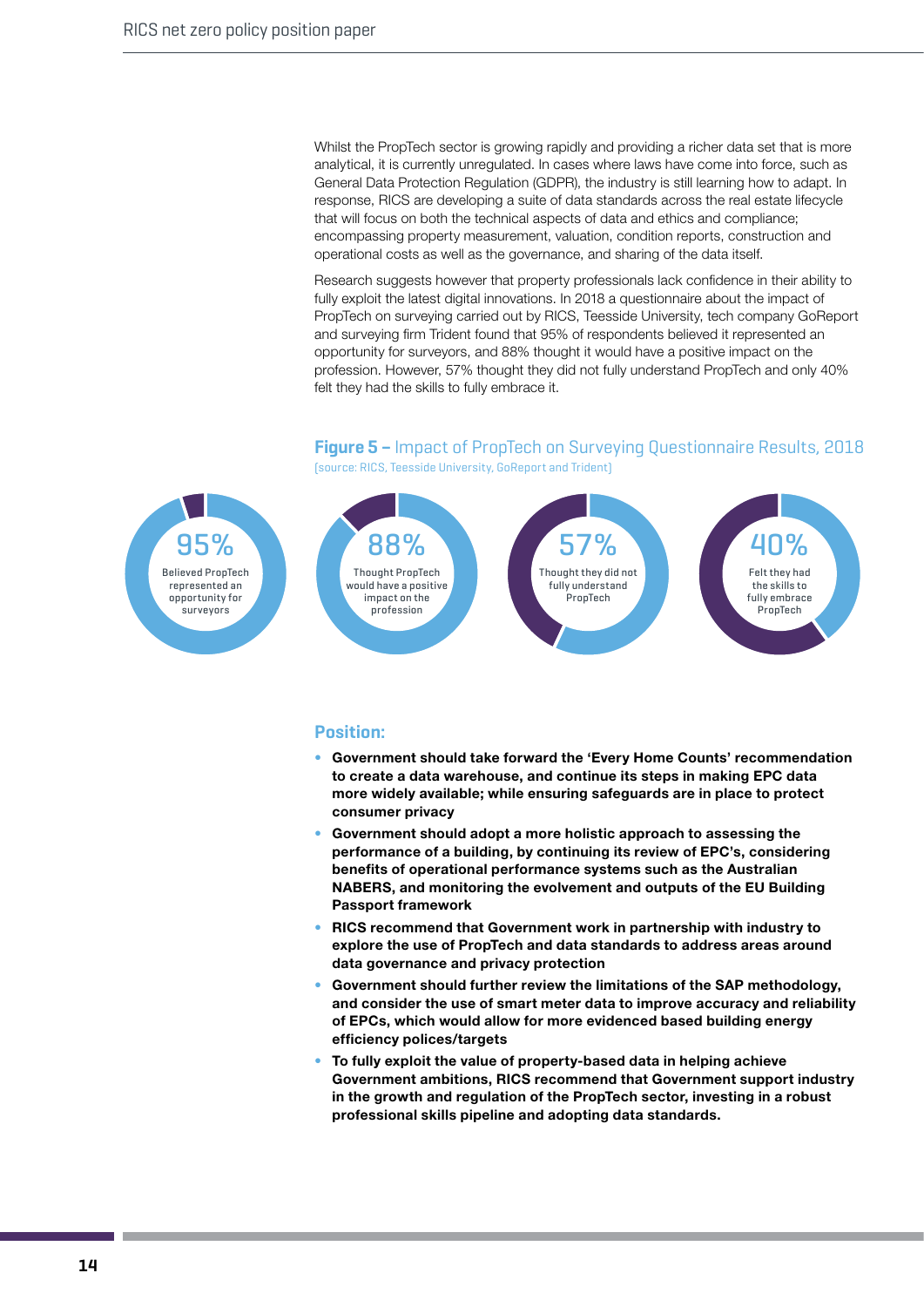Whilst the PropTech sector is growing rapidly and providing a richer data set that is more analytical, it is currently unregulated. In cases where laws have come into force, such as General Data Protection Regulation (GDPR), the industry is still learning how to adapt. In response, RICS are developing a suite of data standards across the real estate lifecycle that will focus on both the technical aspects of data and ethics and compliance; encompassing property measurement, valuation, condition reports, construction and operational costs as well as the governance, and sharing of the data itself.

Research suggests however that property professionals lack confidence in their ability to fully exploit the latest digital innovations. In 2018 a questionnaire about the impact of PropTech on surveying carried out by RICS, Teesside University, tech company GoReport and surveying firm Trident found that 95% of respondents believed it represented an opportunity for surveyors, and 88% thought it would have a positive impact on the profession. However, 57% thought they did not fully understand PropTech and only 40% felt they had the skills to fully embrace it.

**Figure 5 –** Impact of PropTech on Surveying Questionnaire Results, 2018
(source: RICS, Teesside University, GoReport and Trident)

| 95% | 88% | 57% | 40% |
|---|---|---|---|
| Believed PropTech represented an opportunity for surveyors | Thought PropTech would have a positive impact on the profession | Thought they did not fully understand PropTech | Felt they had the skills to fully embrace PropTech |

### Position:

- **Government should take forward the 'Every Home Counts' recommendation to create a data warehouse, and continue its steps in making EPC data more widely available; while ensuring safeguards are in place to protect consumer privacy**
- **Government should adopt a more holistic approach to assessing the performance of a building, by continuing its review of EPC's, considering benefits of operational performance systems such as the Australian NABERS, and monitoring the evolvement and outputs of the EU Building Passport framework**
- **RICS recommend that Government work in partnership with industry to explore the use of PropTech and data standards to address areas around data governance and privacy protection**
- **Government should further review the limitations of the SAP methodology, and consider the use of smart meter data to improve accuracy and reliability of EPCs, which would allow for more evidenced based building energy efficiency polices/targets**
- **To fully exploit the value of property-based data in helping achieve Government ambitions, RICS recommend that Government support industry in the growth and regulation of the PropTech sector, investing in a robust professional skills pipeline and adopting data standards.**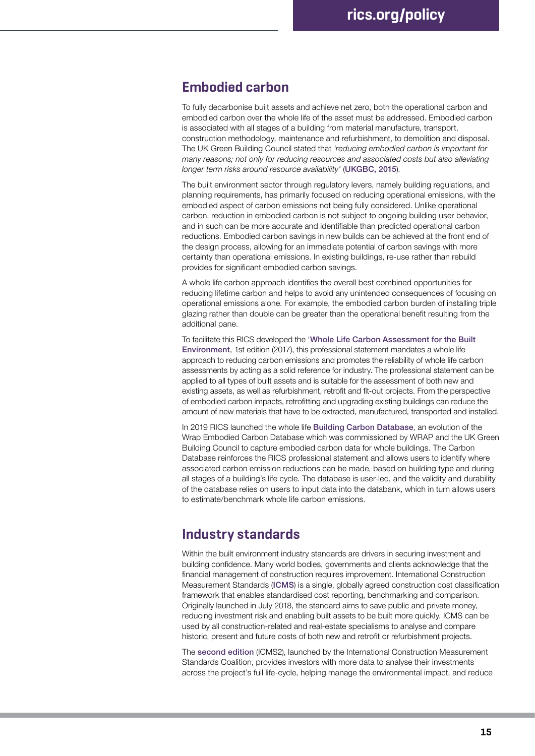## Embodied carbon

To fully decarbonise built assets and achieve net zero, both the operational carbon and embodied carbon over the whole life of the asset must be addressed. Embodied carbon is associated with all stages of a building from material manufacture, transport, construction methodology, maintenance and refurbishment, to demolition and disposal. The UK Green Building Council stated that *'reducing embodied carbon is important for many reasons; not only for reducing resources and associated costs but also alleviating longer term risks around resource availability'* (UKGBC, 2015).

The built environment sector through regulatory levers, namely building regulations, and planning requirements, has primarily focused on reducing operational emissions, with the embodied aspect of carbon emissions not being fully considered. Unlike operational carbon, reduction in embodied carbon is not subject to ongoing building user behavior, and in such can be more accurate and identifiable than predicted operational carbon reductions. Embodied carbon savings in new builds can be achieved at the front end of the design process, allowing for an immediate potential of carbon savings with more certainty than operational emissions. In existing buildings, re-use rather than rebuild provides for significant embodied carbon savings.

A whole life carbon approach identifies the overall best combined opportunities for reducing lifetime carbon and helps to avoid any unintended consequences of focusing on operational emissions alone. For example, the embodied carbon burden of installing triple glazing rather than double can be greater than the operational benefit resulting from the additional pane.

To facilitate this RICS developed the 'Whole Life Carbon Assessment for the Built Environment, 1st edition (2017), this professional statement mandates a whole life approach to reducing carbon emissions and promotes the reliability of whole life carbon assessments by acting as a solid reference for industry. The professional statement can be applied to all types of built assets and is suitable for the assessment of both new and existing assets, as well as refurbishment, retrofit and fit-out projects. From the perspective of embodied carbon impacts, retrofitting and upgrading existing buildings can reduce the amount of new materials that have to be extracted, manufactured, transported and installed.

In 2019 RICS launched the whole life Building Carbon Database, an evolution of the Wrap Embodied Carbon Database which was commissioned by WRAP and the UK Green Building Council to capture embodied carbon data for whole buildings. The Carbon Database reinforces the RICS professional statement and allows users to identify where associated carbon emission reductions can be made, based on building type and during all stages of a building's life cycle. The database is user-led, and the validity and durability of the database relies on users to input data into the databank, which in turn allows users to estimate/benchmark whole life carbon emissions.

## Industry standards

Within the built environment industry standards are drivers in securing investment and building confidence. Many world bodies, governments and clients acknowledge that the financial management of construction requires improvement. International Construction Measurement Standards (ICMS) is a single, globally agreed construction cost classification framework that enables standardised cost reporting, benchmarking and comparison. Originally launched in July 2018, the standard aims to save public and private money, reducing investment risk and enabling built assets to be built more quickly. ICMS can be used by all construction-related and real-estate specialisms to analyse and compare historic, present and future costs of both new and retrofit or refurbishment projects.

The second edition (ICMS2), launched by the International Construction Measurement Standards Coalition, provides investors with more data to analyse their investments across the project's full life-cycle, helping manage the environmental impact, and reduce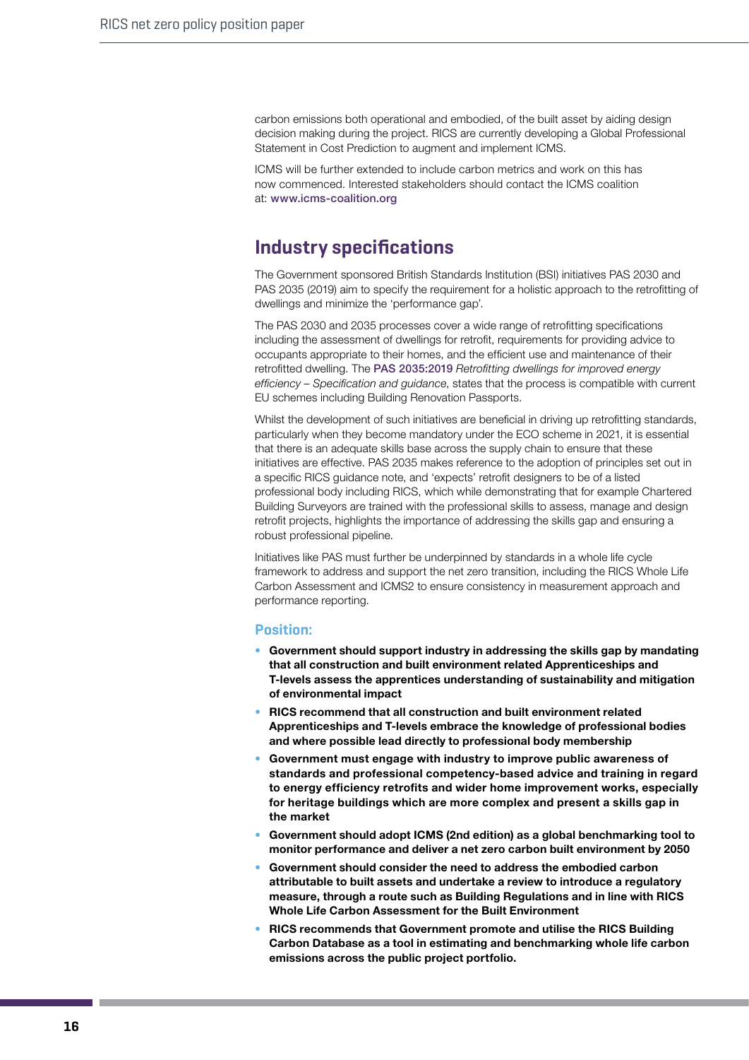carbon emissions both operational and embodied, of the built asset by aiding design decision making during the project. RICS are currently developing a Global Professional Statement in Cost Prediction to augment and implement ICMS.

ICMS will be further extended to include carbon metrics and work on this has now commenced. Interested stakeholders should contact the ICMS coalition at: **www.icms-coalition.org**

## Industry specifications

The Government sponsored British Standards Institution (BSI) initiatives PAS 2030 and PAS 2035 (2019) aim to specify the requirement for a holistic approach to the retrofitting of dwellings and minimize the 'performance gap'.

The PAS 2030 and 2035 processes cover a wide range of retrofitting specifications including the assessment of dwellings for retrofit, requirements for providing advice to occupants appropriate to their homes, and the efficient use and maintenance of their retrofitted dwelling. The **PAS 2035:2019** *Retrofitting dwellings for improved energy efficiency – Specification and guidance*, states that the process is compatible with current EU schemes including Building Renovation Passports.

Whilst the development of such initiatives are beneficial in driving up retrofitting standards, particularly when they become mandatory under the ECO scheme in 2021, it is essential that there is an adequate skills base across the supply chain to ensure that these initiatives are effective. PAS 2035 makes reference to the adoption of principles set out in a specific RICS guidance note, and 'expects' retrofit designers to be of a listed professional body including RICS, which while demonstrating that for example Chartered Building Surveyors are trained with the professional skills to assess, manage and design retrofit projects, highlights the importance of addressing the skills gap and ensuring a robust professional pipeline.

Initiatives like PAS must further be underpinned by standards in a whole life cycle framework to address and support the net zero transition, including the RICS Whole Life Carbon Assessment and ICMS2 to ensure consistency in measurement approach and performance reporting.

### Position:

- **Government should support industry in addressing the skills gap by mandating that all construction and built environment related Apprenticeships and T-levels assess the apprentices understanding of sustainability and mitigation of environmental impact**
- **RICS recommend that all construction and built environment related Apprenticeships and T-levels embrace the knowledge of professional bodies and where possible lead directly to professional body membership**
- **Government must engage with industry to improve public awareness of standards and professional competency-based advice and training in regard to energy efficiency retrofits and wider home improvement works, especially for heritage buildings which are more complex and present a skills gap in the market**
- **Government should adopt ICMS (2nd edition) as a global benchmarking tool to monitor performance and deliver a net zero carbon built environment by 2050**
- **Government should consider the need to address the embodied carbon attributable to built assets and undertake a review to introduce a regulatory measure, through a route such as Building Regulations and in line with RICS Whole Life Carbon Assessment for the Built Environment**
- **RICS recommends that Government promote and utilise the RICS Building Carbon Database as a tool in estimating and benchmarking whole life carbon emissions across the public project portfolio.**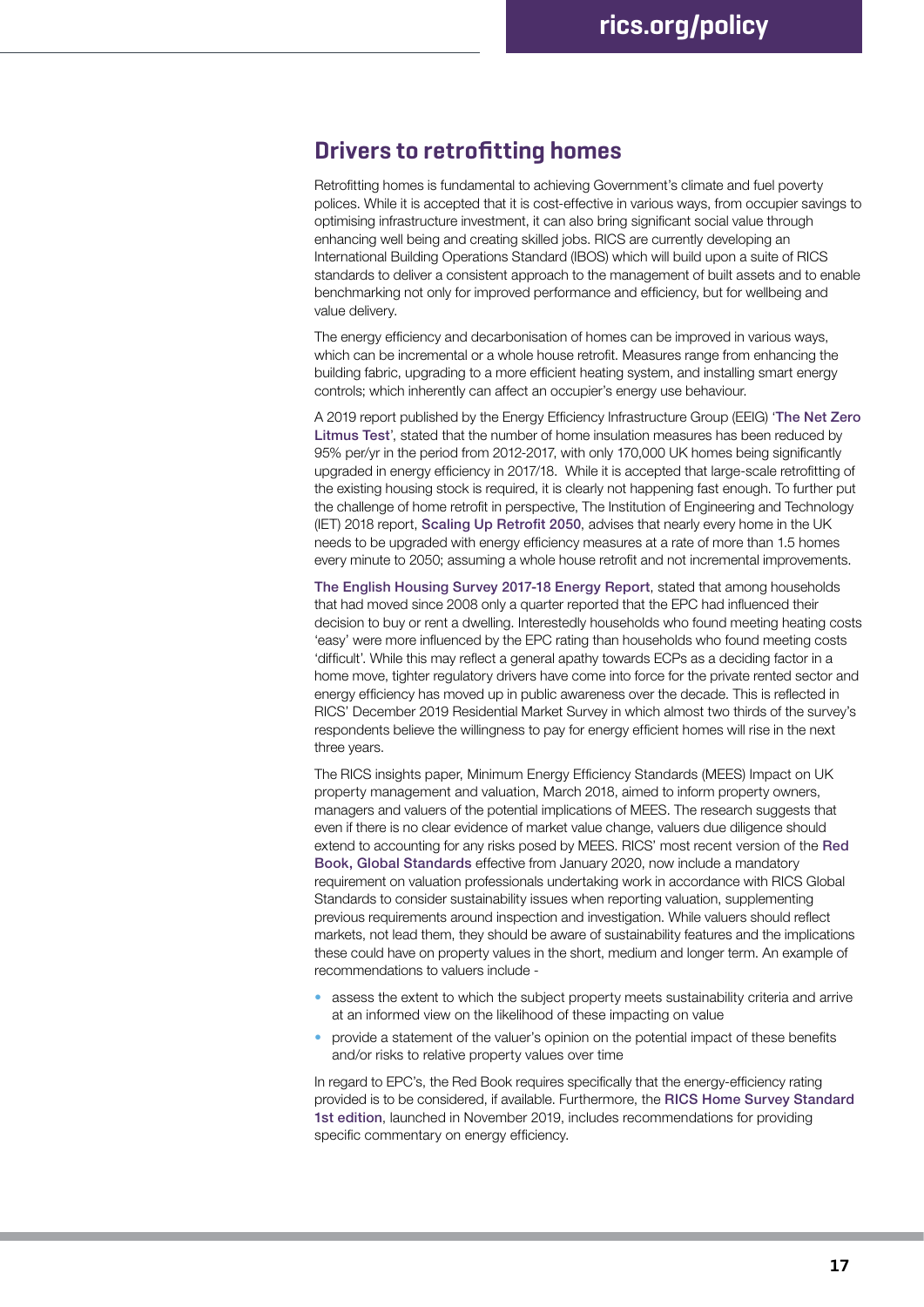## Drivers to retrofitting homes

Retrofitting homes is fundamental to achieving Government's climate and fuel poverty polices. While it is accepted that it is cost-effective in various ways, from occupier savings to optimising infrastructure investment, it can also bring significant social value through enhancing well being and creating skilled jobs. RICS are currently developing an International Building Operations Standard (IBOS) which will build upon a suite of RICS standards to deliver a consistent approach to the management of built assets and to enable benchmarking not only for improved performance and efficiency, but for wellbeing and value delivery.

The energy efficiency and decarbonisation of homes can be improved in various ways, which can be incremental or a whole house retrofit. Measures range from enhancing the building fabric, upgrading to a more efficient heating system, and installing smart energy controls; which inherently can affect an occupier's energy use behaviour.

A 2019 report published by the Energy Efficiency Infrastructure Group (EEIG) 'The Net Zero Litmus Test', stated that the number of home insulation measures has been reduced by 95% per/yr in the period from 2012-2017, with only 170,000 UK homes being significantly upgraded in energy efficiency in 2017/18. While it is accepted that large-scale retrofitting of the existing housing stock is required, it is clearly not happening fast enough. To further put the challenge of home retrofit in perspective, The Institution of Engineering and Technology (IET) 2018 report, Scaling Up Retrofit 2050, advises that nearly every home in the UK needs to be upgraded with energy efficiency measures at a rate of more than 1.5 homes every minute to 2050; assuming a whole house retrofit and not incremental improvements.

The English Housing Survey 2017-18 Energy Report, stated that among households that had moved since 2008 only a quarter reported that the EPC had influenced their decision to buy or rent a dwelling. Interestedly households who found meeting heating costs 'easy' were more influenced by the EPC rating than households who found meeting costs 'difficult'. While this may reflect a general apathy towards ECPs as a deciding factor in a home move, tighter regulatory drivers have come into force for the private rented sector and energy efficiency has moved up in public awareness over the decade. This is reflected in RICS' December 2019 Residential Market Survey in which almost two thirds of the survey's respondents believe the willingness to pay for energy efficient homes will rise in the next three years.

The RICS insights paper, Minimum Energy Efficiency Standards (MEES) Impact on UK property management and valuation, March 2018, aimed to inform property owners, managers and valuers of the potential implications of MEES. The research suggests that even if there is no clear evidence of market value change, valuers due diligence should extend to accounting for any risks posed by MEES. RICS' most recent version of the Red Book, Global Standards effective from January 2020, now include a mandatory requirement on valuation professionals undertaking work in accordance with RICS Global Standards to consider sustainability issues when reporting valuation, supplementing previous requirements around inspection and investigation. While valuers should reflect markets, not lead them, they should be aware of sustainability features and the implications these could have on property values in the short, medium and longer term. An example of recommendations to valuers include -

- assess the extent to which the subject property meets sustainability criteria and arrive at an informed view on the likelihood of these impacting on value
- provide a statement of the valuer's opinion on the potential impact of these benefits and/or risks to relative property values over time

In regard to EPC's, the Red Book requires specifically that the energy-efficiency rating provided is to be considered, if available. Furthermore, the RICS Home Survey Standard 1st edition, launched in November 2019, includes recommendations for providing specific commentary on energy efficiency.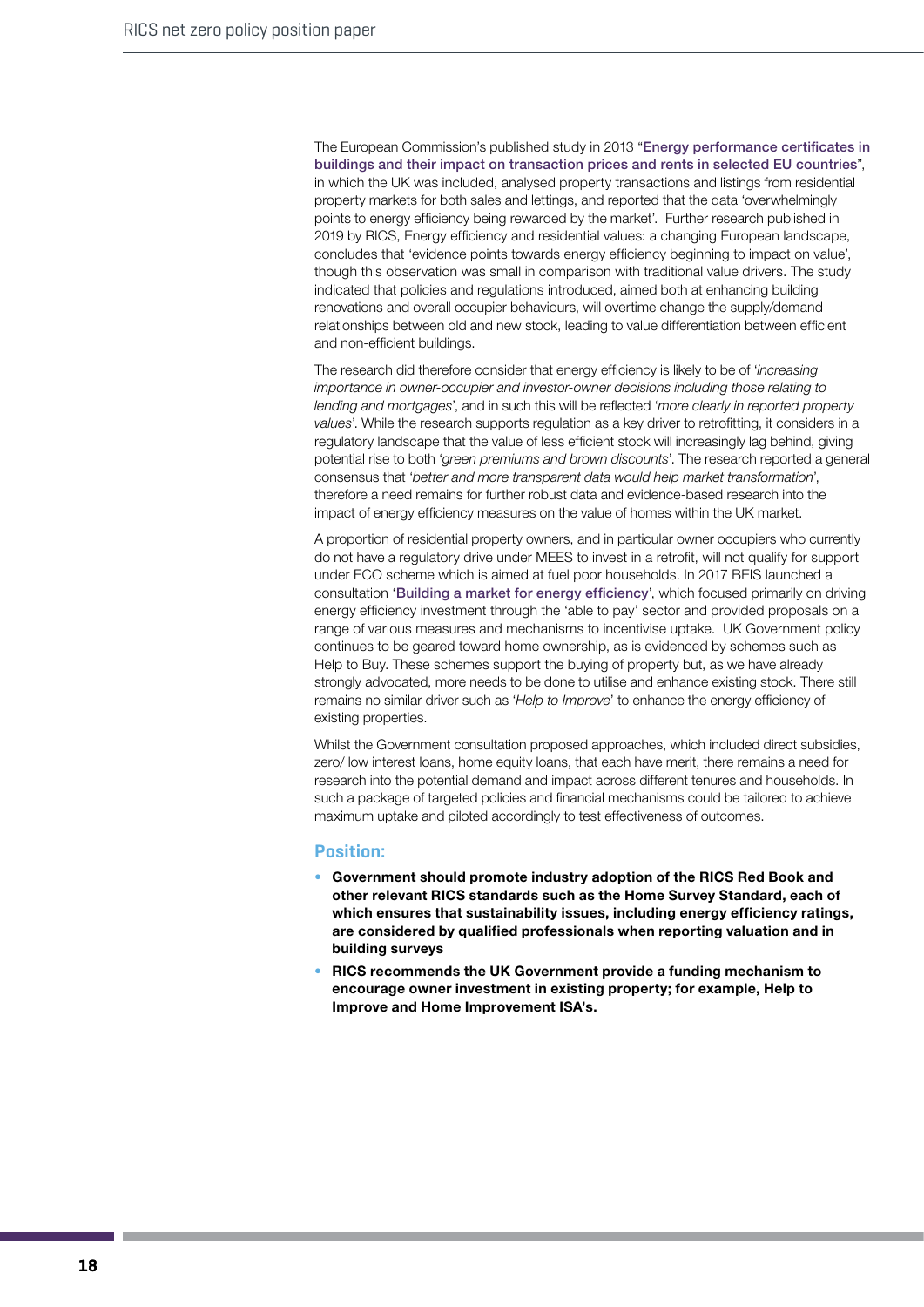The European Commission's published study in 2013 "Energy performance certificates in buildings and their impact on transaction prices and rents in selected EU countries", in which the UK was included, analysed property transactions and listings from residential property markets for both sales and lettings, and reported that the data 'overwhelmingly points to energy efficiency being rewarded by the market'. Further research published in 2019 by RICS, Energy efficiency and residential values: a changing European landscape, concludes that 'evidence points towards energy efficiency beginning to impact on value', though this observation was small in comparison with traditional value drivers. The study indicated that policies and regulations introduced, aimed both at enhancing building renovations and overall occupier behaviours, will overtime change the supply/demand relationships between old and new stock, leading to value differentiation between efficient and non-efficient buildings.

The research did therefore consider that energy efficiency is likely to be of '*increasing importance in owner-occupier and investor-owner decisions including those relating to lending and mortgages*', and in such this will be reflected '*more clearly in reported property values*'. While the research supports regulation as a key driver to retrofitting, it considers in a regulatory landscape that the value of less efficient stock will increasingly lag behind, giving potential rise to both '*green premiums and brown discounts*'. The research reported a general consensus that '*better and more transparent data would help market transformation*', therefore a need remains for further robust data and evidence-based research into the impact of energy efficiency measures on the value of homes within the UK market.

A proportion of residential property owners, and in particular owner occupiers who currently do not have a regulatory drive under MEES to invest in a retrofit, will not qualify for support under ECO scheme which is aimed at fuel poor households. In 2017 BEIS launched a consultation 'Building a market for energy efficiency', which focused primarily on driving energy efficiency investment through the 'able to pay' sector and provided proposals on a range of various measures and mechanisms to incentivise uptake. UK Government policy continues to be geared toward home ownership, as is evidenced by schemes such as Help to Buy. These schemes support the buying of property but, as we have already strongly advocated, more needs to be done to utilise and enhance existing stock. There still remains no similar driver such as '*Help to Improve*' to enhance the energy efficiency of existing properties.

Whilst the Government consultation proposed approaches, which included direct subsidies, zero/ low interest loans, home equity loans, that each have merit, there remains a need for research into the potential demand and impact across different tenures and households. In such a package of targeted policies and financial mechanisms could be tailored to achieve maximum uptake and piloted accordingly to test effectiveness of outcomes.

### Position:

- **Government should promote industry adoption of the RICS Red Book and other relevant RICS standards such as the Home Survey Standard, each of which ensures that sustainability issues, including energy efficiency ratings, are considered by qualified professionals when reporting valuation and in building surveys**
- **RICS recommends the UK Government provide a funding mechanism to encourage owner investment in existing property; for example, Help to Improve and Home Improvement ISA's.**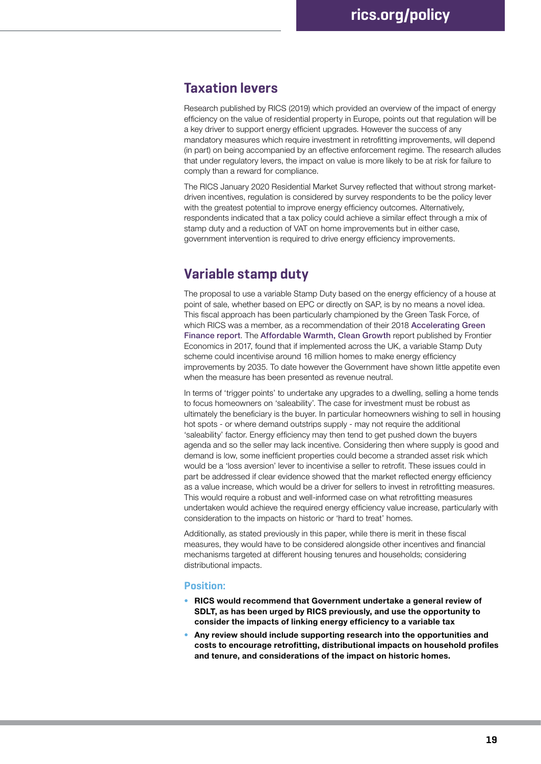## Taxation levers

Research published by RICS (2019) which provided an overview of the impact of energy efficiency on the value of residential property in Europe, points out that regulation will be a key driver to support energy efficient upgrades. However the success of any mandatory measures which require investment in retrofitting improvements, will depend (in part) on being accompanied by an effective enforcement regime. The research alludes that under regulatory levers, the impact on value is more likely to be at risk for failure to comply than a reward for compliance.

The RICS January 2020 Residential Market Survey reflected that without strong market-driven incentives, regulation is considered by survey respondents to be the policy lever with the greatest potential to improve energy efficiency outcomes. Alternatively, respondents indicated that a tax policy could achieve a similar effect through a mix of stamp duty and a reduction of VAT on home improvements but in either case, government intervention is required to drive energy efficiency improvements.

## Variable stamp duty

The proposal to use a variable Stamp Duty based on the energy efficiency of a house at point of sale, whether based on EPC or directly on SAP, is by no means a novel idea. This fiscal approach has been particularly championed by the Green Task Force, of which RICS was a member, as a recommendation of their 2018 Accelerating Green Finance report. The Affordable Warmth, Clean Growth report published by Frontier Economics in 2017, found that if implemented across the UK, a variable Stamp Duty scheme could incentivise around 16 million homes to make energy efficiency improvements by 2035. To date however the Government have shown little appetite even when the measure has been presented as revenue neutral.

In terms of 'trigger points' to undertake any upgrades to a dwelling, selling a home tends to focus homeowners on 'saleability'. The case for investment must be robust as ultimately the beneficiary is the buyer. In particular homeowners wishing to sell in housing hot spots - or where demand outstrips supply - may not require the additional 'saleability' factor. Energy efficiency may then tend to get pushed down the buyers agenda and so the seller may lack incentive. Considering then where supply is good and demand is low, some inefficient properties could become a stranded asset risk which would be a 'loss aversion' lever to incentivise a seller to retrofit. These issues could in part be addressed if clear evidence showed that the market reflected energy efficiency as a value increase, which would be a driver for sellers to invest in retrofitting measures. This would require a robust and well-informed case on what retrofitting measures undertaken would achieve the required energy efficiency value increase, particularly with consideration to the impacts on historic or 'hard to treat' homes.

Additionally, as stated previously in this paper, while there is merit in these fiscal measures, they would have to be considered alongside other incentives and financial mechanisms targeted at different housing tenures and households; considering distributional impacts.

### Position:

- **RICS would recommend that Government undertake a general review of SDLT, as has been urged by RICS previously, and use the opportunity to consider the impacts of linking energy efficiency to a variable tax**
- **Any review should include supporting research into the opportunities and costs to encourage retrofitting, distributional impacts on household profiles and tenure, and considerations of the impact on historic homes.**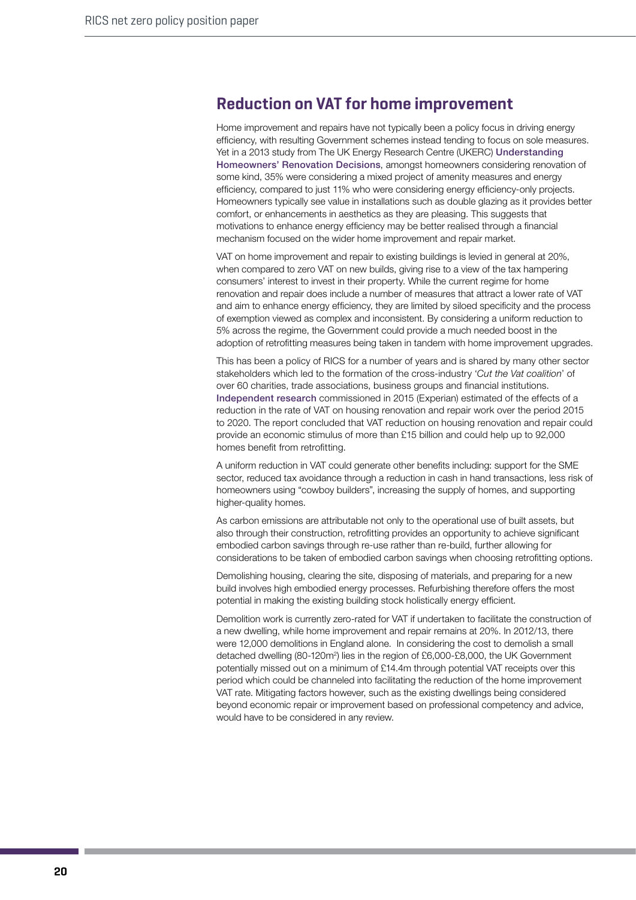## Reduction on VAT for home improvement

Home improvement and repairs have not typically been a policy focus in driving energy efficiency, with resulting Government schemes instead tending to focus on sole measures. Yet in a 2013 study from The UK Energy Research Centre (UKERC) Understanding Homeowners' Renovation Decisions, amongst homeowners considering renovation of some kind, 35% were considering a mixed project of amenity measures and energy efficiency, compared to just 11% who were considering energy efficiency-only projects. Homeowners typically see value in installations such as double glazing as it provides better comfort, or enhancements in aesthetics as they are pleasing. This suggests that motivations to enhance energy efficiency may be better realised through a financial mechanism focused on the wider home improvement and repair market.

VAT on home improvement and repair to existing buildings is levied in general at 20%, when compared to zero VAT on new builds, giving rise to a view of the tax hampering consumers' interest to invest in their property. While the current regime for home renovation and repair does include a number of measures that attract a lower rate of VAT and aim to enhance energy efficiency, they are limited by siloed specificity and the process of exemption viewed as complex and inconsistent. By considering a uniform reduction to 5% across the regime, the Government could provide a much needed boost in the adoption of retrofitting measures being taken in tandem with home improvement upgrades.

This has been a policy of RICS for a number of years and is shared by many other sector stakeholders which led to the formation of the cross-industry '*Cut the Vat coalition*' of over 60 charities, trade associations, business groups and financial institutions. Independent research commissioned in 2015 (Experian) estimated of the effects of a reduction in the rate of VAT on housing renovation and repair work over the period 2015 to 2020. The report concluded that VAT reduction on housing renovation and repair could provide an economic stimulus of more than £15 billion and could help up to 92,000 homes benefit from retrofitting.

A uniform reduction in VAT could generate other benefits including: support for the SME sector, reduced tax avoidance through a reduction in cash in hand transactions, less risk of homeowners using "cowboy builders", increasing the supply of homes, and supporting higher-quality homes.

As carbon emissions are attributable not only to the operational use of built assets, but also through their construction, retrofitting provides an opportunity to achieve significant embodied carbon savings through re-use rather than re-build, further allowing for considerations to be taken of embodied carbon savings when choosing retrofitting options.

Demolishing housing, clearing the site, disposing of materials, and preparing for a new build involves high embodied energy processes. Refurbishing therefore offers the most potential in making the existing building stock holistically energy efficient.

Demolition work is currently zero-rated for VAT if undertaken to facilitate the construction of a new dwelling, while home improvement and repair remains at 20%. In 2012/13, there were 12,000 demolitions in England alone. In considering the cost to demolish a small detached dwelling (80-120m$^2$) lies in the region of £6,000-£8,000, the UK Government potentially missed out on a minimum of £14.4m through potential VAT receipts over this period which could be channeled into facilitating the reduction of the home improvement VAT rate. Mitigating factors however, such as the existing dwellings being considered beyond economic repair or improvement based on professional competency and advice, would have to be considered in any review.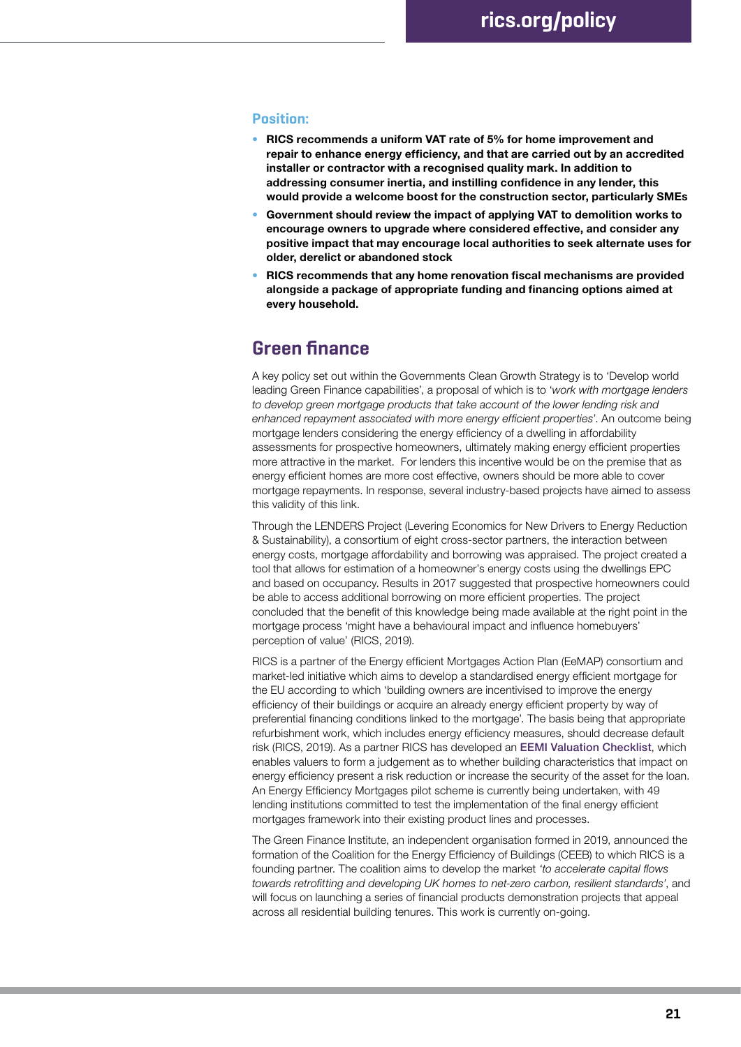**Position:**

- **RICS recommends a uniform VAT rate of 5% for home improvement and repair to enhance energy efficiency, and that are carried out by an accredited installer or contractor with a recognised quality mark. In addition to addressing consumer inertia, and instilling confidence in any lender, this would provide a welcome boost for the construction sector, particularly SMEs**
- **Government should review the impact of applying VAT to demolition works to encourage owners to upgrade where considered effective, and consider any positive impact that may encourage local authorities to seek alternate uses for older, derelict or abandoned stock**
- **RICS recommends that any home renovation fiscal mechanisms are provided alongside a package of appropriate funding and financing options aimed at every household.**

## Green finance

A key policy set out within the Governments Clean Growth Strategy is to 'Develop world leading Green Finance capabilities', a proposal of which is to '*work with mortgage lenders to develop green mortgage products that take account of the lower lending risk and enhanced repayment associated with more energy efficient properties*'. An outcome being mortgage lenders considering the energy efficiency of a dwelling in affordability assessments for prospective homeowners, ultimately making energy efficient properties more attractive in the market. For lenders this incentive would be on the premise that as energy efficient homes are more cost effective, owners should be more able to cover mortgage repayments. In response, several industry-based projects have aimed to assess this validity of this link.

Through the LENDERS Project (Levering Economics for New Drivers to Energy Reduction & Sustainability), a consortium of eight cross-sector partners, the interaction between energy costs, mortgage affordability and borrowing was appraised. The project created a tool that allows for estimation of a homeowner's energy costs using the dwellings EPC and based on occupancy. Results in 2017 suggested that prospective homeowners could be able to access additional borrowing on more efficient properties. The project concluded that the benefit of this knowledge being made available at the right point in the mortgage process 'might have a behavioural impact and influence homebuyers' perception of value' (RICS, 2019).

RICS is a partner of the Energy efficient Mortgages Action Plan (EeMAP) consortium and market-led initiative which aims to develop a standardised energy efficient mortgage for the EU according to which 'building owners are incentivised to improve the energy efficiency of their buildings or acquire an already energy efficient property by way of preferential financing conditions linked to the mortgage'. The basis being that appropriate refurbishment work, which includes energy efficiency measures, should decrease default risk (RICS, 2019). As a partner RICS has developed an EEMI Valuation Checklist, which enables valuers to form a judgement as to whether building characteristics that impact on energy efficiency present a risk reduction or increase the security of the asset for the loan. An Energy Efficiency Mortgages pilot scheme is currently being undertaken, with 49 lending institutions committed to test the implementation of the final energy efficient mortgages framework into their existing product lines and processes.

The Green Finance Institute, an independent organisation formed in 2019, announced the formation of the Coalition for the Energy Efficiency of Buildings (CEEB) to which RICS is a founding partner. The coalition aims to develop the market '*to accelerate capital flows towards retrofitting and developing UK homes to net-zero carbon, resilient standards*', and will focus on launching a series of financial products demonstration projects that appeal across all residential building tenures. This work is currently on-going.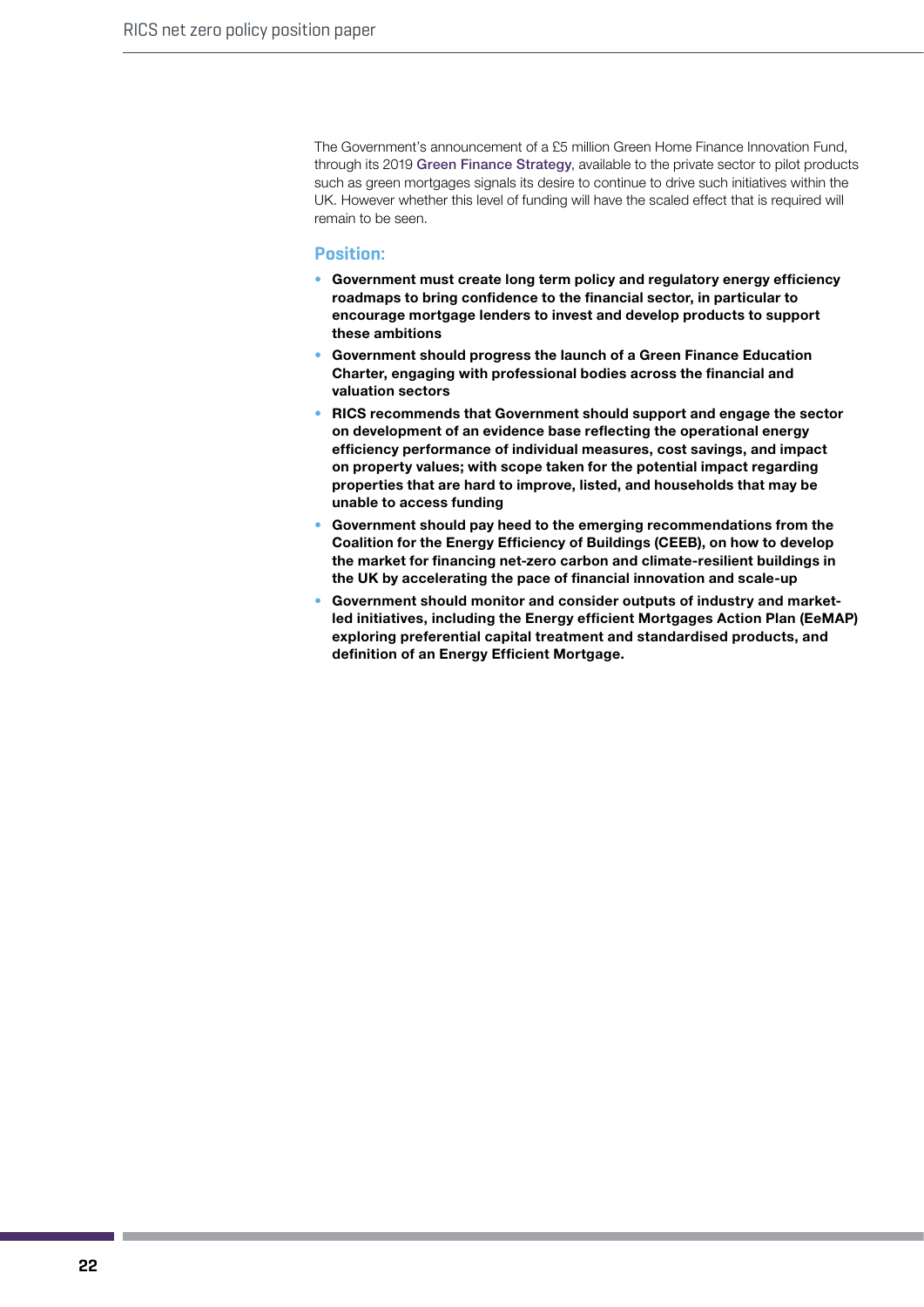The Government's announcement of a £5 million Green Home Finance Innovation Fund, through its 2019 Green Finance Strategy, available to the private sector to pilot products such as green mortgages signals its desire to continue to drive such initiatives within the UK. However whether this level of funding will have the scaled effect that is required will remain to be seen.

### Position:

- **Government must create long term policy and regulatory energy efficiency roadmaps to bring confidence to the financial sector, in particular to encourage mortgage lenders to invest and develop products to support these ambitions**
- **Government should progress the launch of a Green Finance Education Charter, engaging with professional bodies across the financial and valuation sectors**
- **RICS recommends that Government should support and engage the sector on development of an evidence base reflecting the operational energy efficiency performance of individual measures, cost savings, and impact on property values; with scope taken for the potential impact regarding properties that are hard to improve, listed, and households that may be unable to access funding**
- **Government should pay heed to the emerging recommendations from the Coalition for the Energy Efficiency of Buildings (CEEB), on how to develop the market for financing net-zero carbon and climate-resilient buildings in the UK by accelerating the pace of financial innovation and scale-up**
- **Government should monitor and consider outputs of industry and market-led initiatives, including the Energy efficient Mortgages Action Plan (EeMAP) exploring preferential capital treatment and standardised products, and definition of an Energy Efficient Mortgage.**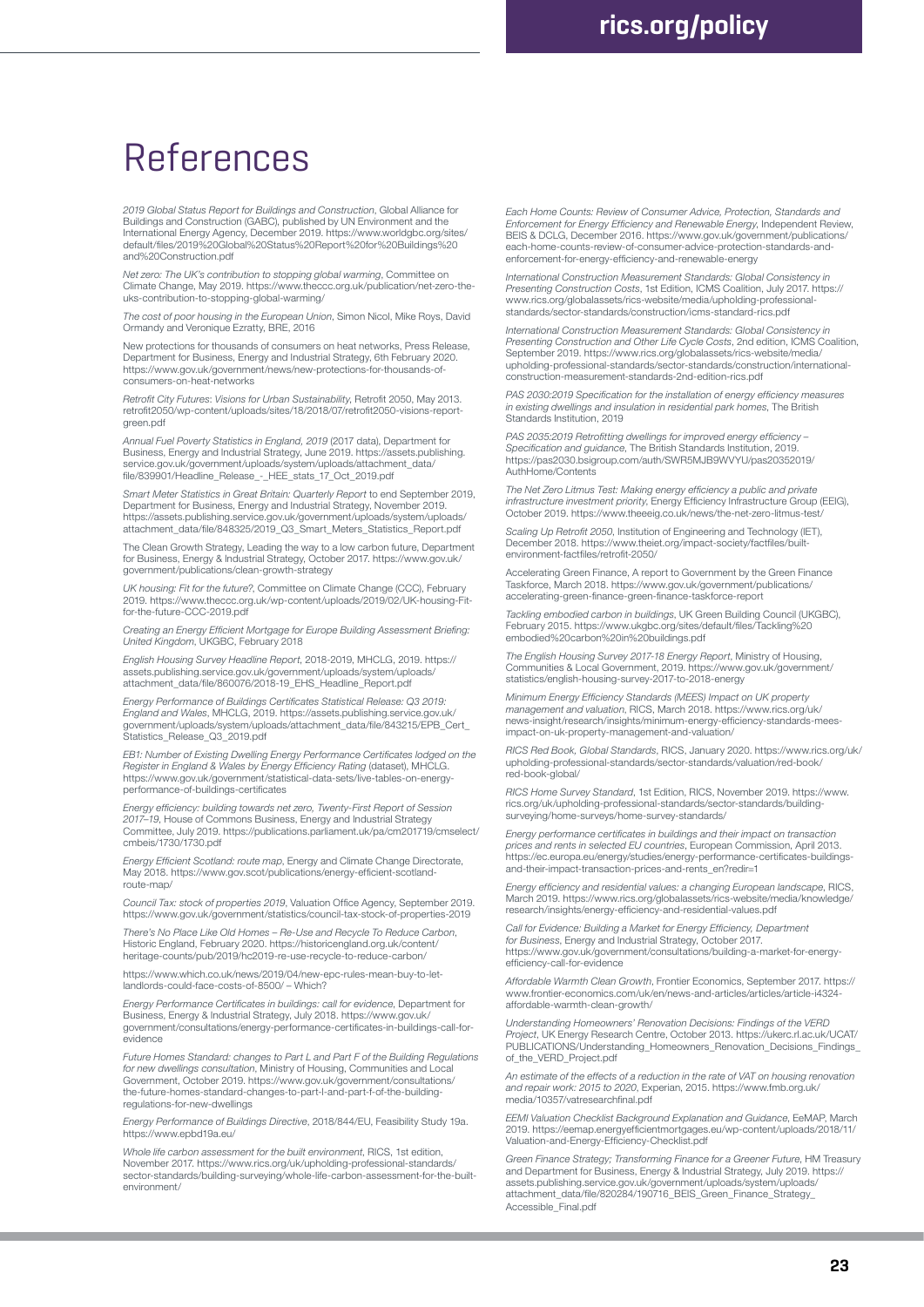# References

*2019 Global Status Report for Buildings and Construction*, Global Alliance for Buildings and Construction (GABC), published by UN Environment and the International Energy Agency, December 2019. https://www.worldgbc.org/sites/default/files/2019%20Global%20Status%20Report%20for%20Buildings%20and%20Construction.pdf

*Net zero: The UK's contribution to stopping global warming*, Committee on Climate Change, May 2019. https://www.theccc.org.uk/publication/net-zero-the-uks-contribution-to-stopping-global-warming/

*The cost of poor housing in the European Union*, Simon Nicol, Mike Roys, David Ormandy and Veronique Ezratty, BRE, 2016

New protections for thousands of consumers on heat networks, Press Release, Department for Business, Energy and Industrial Strategy, 6th February 2020. https://www.gov.uk/government/news/new-protections-for-thousands-of-consumers-on-heat-networks

*Retrofit City Futures: Visions for Urban Sustainability*, Retrofit 2050, May 2013. retrofit2050/wp-content/uploads/sites/18/2018/07/retrofit2050-visions-report-green.pdf

*Annual Fuel Poverty Statistics in England, 2019* (2017 data), Department for Business, Energy and Industrial Strategy, June 2019. https://assets.publishing.service.gov.uk/government/uploads/system/uploads/attachment_data/file/839901/Headline_Release_-_HEE_stats_17_Oct_2019.pdf

*Smart Meter Statistics in Great Britain: Quarterly Report* to end September 2019, Department for Business, Energy and Industrial Strategy, November 2019. https://assets.publishing.service.gov.uk/government/uploads/system/uploads/attachment_data/file/848325/2019_Q3_Smart_Meters_Statistics_Report.pdf

The Clean Growth Strategy, Leading the way to a low carbon future, Department for Business, Energy & Industrial Strategy, October 2017. https://www.gov.uk/government/publications/clean-growth-strategy

*UK housing: Fit for the future?*, Committee on Climate Change (CCC), February 2019. https://www.theccc.org.uk/wp-content/uploads/2019/02/UK-housing-Fit-for-the-future-CCC-2019.pdf

*Creating an Energy Efficient Mortgage for Europe Building Assessment Briefing: United Kingdom*, UKGBC, February 2018

*English Housing Survey Headline Report*, 2018-2019, MHCLG, 2019. https://assets.publishing.service.gov.uk/government/uploads/system/uploads/attachment_data/file/860076/2018-19_EHS_Headline_Report.pdf

*Energy Performance of Buildings Certificates Statistical Release: Q3 2019: England and Wales*, MHCLG, 2019. https://assets.publishing.service.gov.uk/government/uploads/system/uploads/attachment_data/file/843215/EPB_Cert_Statistics_Release_Q3_2019.pdf

*EB1: Number of Existing Dwelling Energy Performance Certificates lodged on the Register in England & Wales by Energy Efficiency Rating* (dataset), MHCLG. https://www.gov.uk/government/statistical-data-sets/live-tables-on-energy-performance-of-buildings-certificates

*Energy efficiency: building towards net zero, Twenty-First Report of Session 2017–19*, House of Commons Business, Energy and Industrial Strategy Committee, July 2019. https://publications.parliament.uk/pa/cm201719/cmselect/cmbeis/1730/1730.pdf

*Energy Efficient Scotland: route map*, Energy and Climate Change Directorate, May 2018. https://www.gov.scot/publications/energy-efficient-scotland-route-map/

*Council Tax: stock of properties 2019*, Valuation Office Agency, September 2019. https://www.gov.uk/government/statistics/council-tax-stock-of-properties-2019

*There's No Place Like Old Homes – Re-Use and Recycle To Reduce Carbon*, Historic England, February 2020. https://historicengland.org.uk/content/heritage-counts/pub/2019/hc2019-re-use-recycle-to-reduce-carbon/

https://www.which.co.uk/news/2019/04/new-epc-rules-mean-buy-to-let-landlords-could-face-costs-of-8500/ – Which?

*Energy Performance Certificates in buildings: call for evidence*, Department for Business, Energy & Industrial Strategy, July 2018. https://www.gov.uk/government/consultations/energy-performance-certificates-in-buildings-call-for-evidence

*Future Homes Standard: changes to Part L and Part F of the Building Regulations for new dwellings consultation*, Ministry of Housing, Communities and Local Government, October 2019. https://www.gov.uk/government/consultations/the-future-homes-standard-changes-to-part-l-and-part-f-of-the-building-regulations-for-new-dwellings

*Energy Performance of Buildings Directive*, 2018/844/EU, Feasibility Study 19a. https://www.epbd19a.eu/

*Whole life carbon assessment for the built environment*, RICS, 1st edition, November 2017. https://www.rics.org/uk/upholding-professional-standards/sector-standards/building-surveying/whole-life-carbon-assessment-for-the-built-environment/

*Each Home Counts: Review of Consumer Advice, Protection, Standards and Enforcement for Energy Efficiency and Renewable Energy*, Independent Review, BEIS & DCLG, December 2016. https://www.gov.uk/government/publications/each-home-counts-review-of-consumer-advice-protection-standards-and-enforcement-for-energy-efficiency-and-renewable-energy

*International Construction Measurement Standards: Global Consistency in Presenting Construction Costs*, 1st Edition, ICMS Coalition, July 2017. https://www.rics.org/globalassets/rics-website/media/upholding-professional-standards/sector-standards/construction/icms-standard-rics.pdf

*International Construction Measurement Standards: Global Consistency in Presenting Construction and Other Life Cycle Costs*, 2nd edition, ICMS Coalition, September 2019. https://www.rics.org/globalassets/rics-website/media/upholding-professional-standards/sector-standards/construction/international-construction-measurement-standards-2nd-edition-rics.pdf

*PAS 2030:2019 Specification for the installation of energy efficiency measures in existing dwellings and insulation in residential park homes*, The British Standards Institution, 2019

*PAS 2035:2019 Retrofitting dwellings for improved energy efficiency – Specification and guidance*, The British Standards Institution, 2019. https://pas2030.bsigroup.com/auth/SWR5MJB9WVYU/pas20352019/AuthHome/Contents

*The Net Zero Litmus Test: Making energy efficiency a public and private infrastructure investment priority*, Energy Efficiency Infrastructure Group (EEIG), October 2019. https://www.theeeig.co.uk/news/the-net-zero-litmus-test/

*Scaling Up Retrofit 2050*, Institution of Engineering and Technology (IET), December 2018. https://www.theiet.org/impact-society/factfiles/built-environment-factfiles/retrofit-2050/

Accelerating Green Finance, A report to Government by the Green Finance Taskforce, March 2018. https://www.gov.uk/government/publications/accelerating-green-finance-green-finance-taskforce-report

*Tackling embodied carbon in buildings*, UK Green Building Council (UKGBC), February 2015. https://www.ukgbc.org/sites/default/files/Tackling%20embodied%20carbon%20in%20buildings.pdf

*The English Housing Survey 2017-18 Energy Report*, Ministry of Housing, Communities & Local Government, 2019. https://www.gov.uk/government/statistics/english-housing-survey-2017-to-2018-energy

*Minimum Energy Efficiency Standards (MEES) Impact on UK property management and valuation*, RICS, March 2018. https://www.rics.org/uk/news-insight/research/insights/minimum-energy-efficiency-standards-mees-impact-on-uk-property-management-and-valuation/

*RICS Red Book, Global Standards*, RICS, January 2020. https://www.rics.org/uk/upholding-professional-standards/sector-standards/valuation/red-book/red-book-global/

*RICS Home Survey Standard*, 1st Edition, RICS, November 2019. https://www.rics.org/uk/upholding-professional-standards/sector-standards/building-surveying/home-surveys/home-survey-standards/

*Energy performance certificates in buildings and their impact on transaction prices and rents in selected EU countries*, European Commission, April 2013. https://ec.europa.eu/energy/studies/energy-performance-certificates-buildings-and-their-impact-transaction-prices-and-rents_en?redir=1

*Energy efficiency and residential values: a changing European landscape*, RICS, March 2019. https://www.rics.org/globalassets/rics-website/media/knowledge/research/insights/energy-efficiency-and-residential-values.pdf

*Call for Evidence: Building a Market for Energy Efficiency, Department for Business*, Energy and Industrial Strategy, October 2017. https://www.gov.uk/government/consultations/building-a-market-for-energy-efficiency-call-for-evidence

*Affordable Warmth Clean Growth*, Frontier Economics, September 2017. https://www.frontier-economics.com/uk/en/news-and-articles/articles/article-i4324-affordable-warmth-clean-growth/

*Understanding Homeowners' Renovation Decisions: Findings of the VERD Project*, UK Energy Research Centre, October 2013. https://ukerc.rl.ac.uk/UCAT/PUBLICATIONS/Understanding_Homeowners_Renovation_Decisions_Findings_of_the_VERD_Project.pdf

*An estimate of the effects of a reduction in the rate of VAT on housing renovation and repair work: 2015 to 2020*, Experian, 2015. https://www.fmb.org.uk/media/10357/vatresearchfinal.pdf

*EEMI Valuation Checklist Background Explanation and Guidance*, EeMAP, March 2019. https://eemap.energyefficientmortgages.eu/wp-content/uploads/2018/11/Valuation-and-Energy-Efficiency-Checklist.pdf

*Green Finance Strategy; Transforming Finance for a Greener Future*, HM Treasury and Department for Business, Energy & Industrial Strategy, July 2019. https://assets.publishing.service.gov.uk/government/uploads/system/uploads/attachment_data/file/820284/190716_BEIS_Green_Finance_Strategy_Accessible_Final.pdf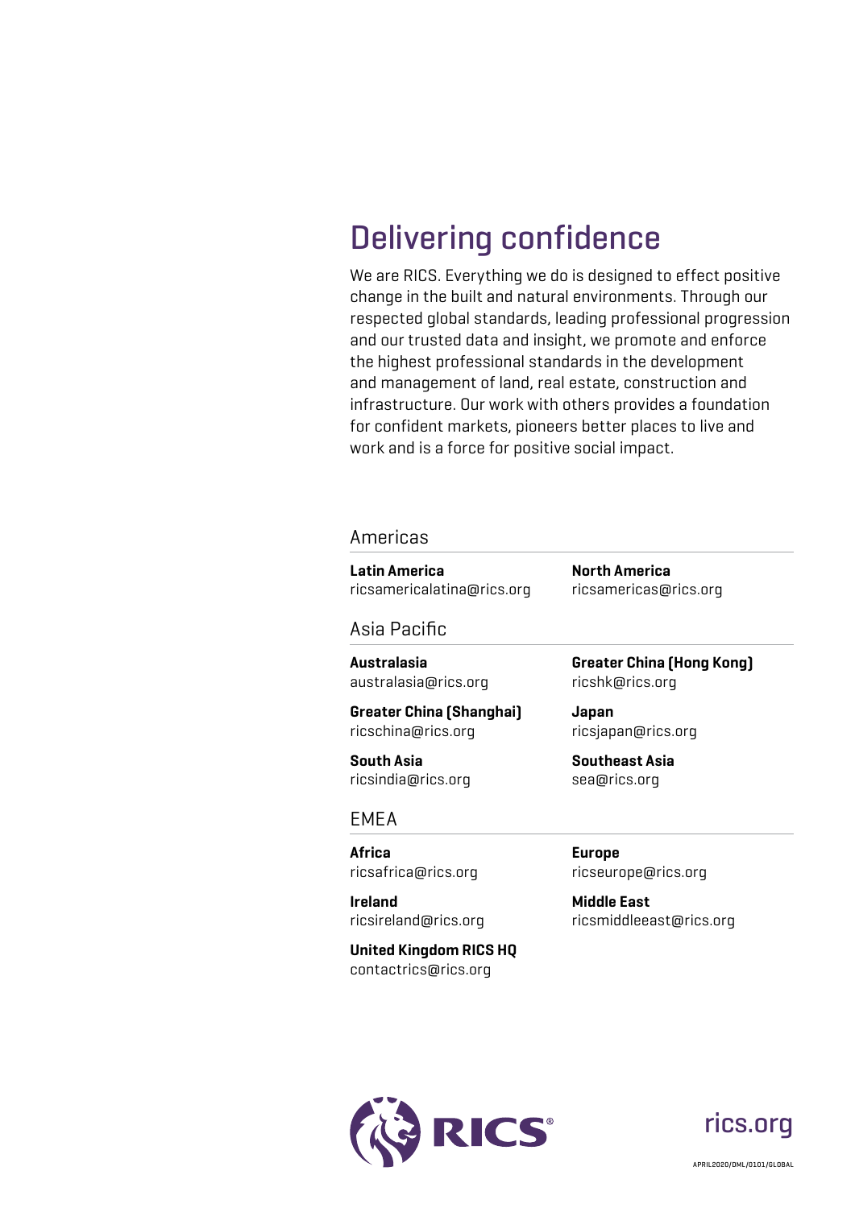# Delivering confidence

We are RICS. Everything we do is designed to effect positive change in the built and natural environments. Through our respected global standards, leading professional progression and our trusted data and insight, we promote and enforce the highest professional standards in the development and management of land, real estate, construction and infrastructure. Our work with others provides a foundation for confident markets, pioneers better places to live and work and is a force for positive social impact.

## Americas

**Latin America**
ricsamericalatina@rics.org

**North America**
ricsamericas@rics.org

## Asia Pacific

**Australasia**
australasia@rics.org

**Greater China (Hong Kong)**
ricshk@rics.org

**Greater China (Shanghai)**
ricschina@rics.org

**Japan**
ricsjapan@rics.org

**South Asia**
ricsindia@rics.org

**Southeast Asia**
sea@rics.org

## EMEA

**Africa**
ricsafrica@rics.org

**Europe**
ricseurope@rics.org

**Ireland**
ricsireland@rics.org

**Middle East**
ricsmiddleeast@rics.org

**United Kingdom RICS HQ**
contactrics@rics.org

RICS®

rics.org

APRIL2020/DML/0101/GLOBAL